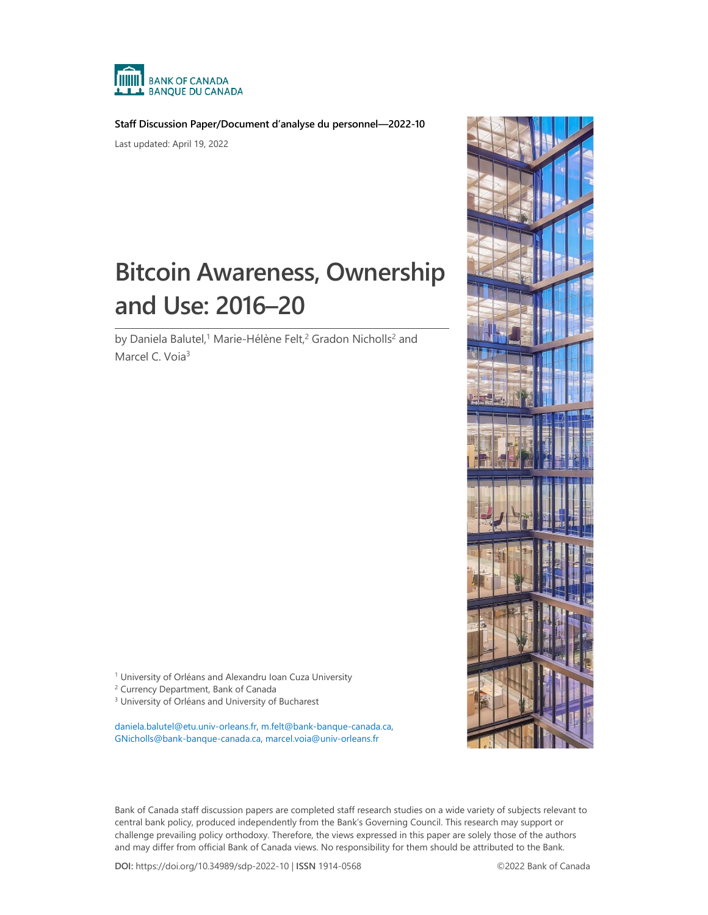BANK OF CANADA
BANQUE DU CANADA

**Staff Discussion Paper/Document d'analyse du personnel—2022-10**

Last updated: April 19, 2022

# Bitcoin Awareness, Ownership and Use: 2016–20

by Daniela Balutel,[1] Marie-Hélène Felt,[2] Gradon Nicholls[2] and Marcel C. Voia[3]

[1] University of Orléans and Alexandru Ioan Cuza University
[2] Currency Department, Bank of Canada
[3] University of Orléans and University of Bucharest

daniela.balutel@etu.univ-orleans.fr, m.felt@bank-banque-canada.ca, GNicholls@bank-banque-canada.ca, marcel.voia@univ-orleans.fr

Bank of Canada staff discussion papers are completed staff research studies on a wide variety of subjects relevant to central bank policy, produced independently from the Bank's Governing Council. This research may support or challenge prevailing policy orthodoxy. Therefore, the views expressed in this paper are solely those of the authors and may differ from official Bank of Canada views. No responsibility for them should be attributed to the Bank.

**DOI:** https://doi.org/10.34989/sdp-2022-10 | **ISSN** 1914-0568

©2022 Bank of Canada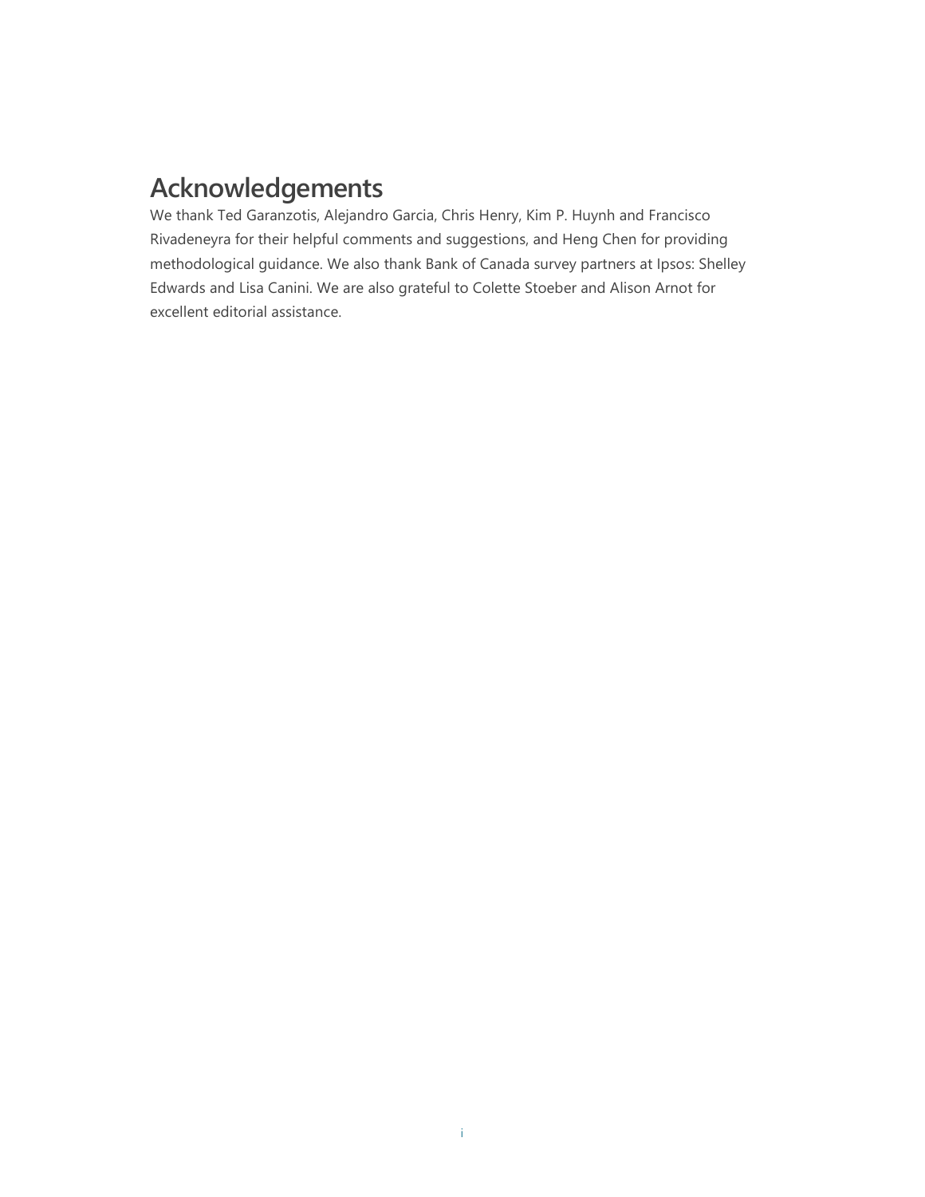# Acknowledgements

We thank Ted Garanzotis, Alejandro Garcia, Chris Henry, Kim P. Huynh and Francisco Rivadeneyra for their helpful comments and suggestions, and Heng Chen for providing methodological guidance. We also thank Bank of Canada survey partners at Ipsos: Shelley Edwards and Lisa Canini. We are also grateful to Colette Stoeber and Alison Arnot for excellent editorial assistance.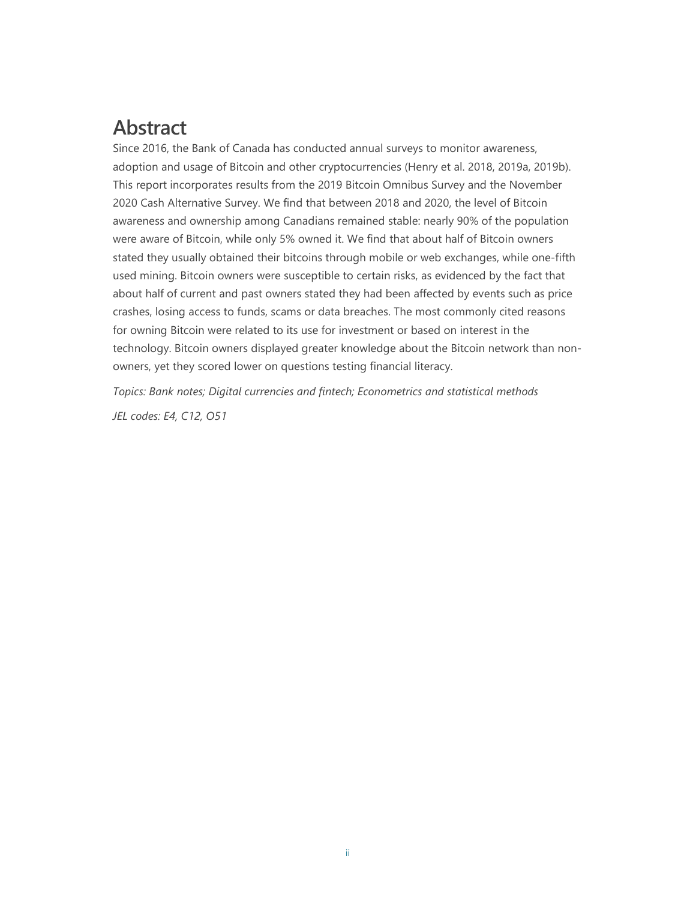## Abstract

Since 2016, the Bank of Canada has conducted annual surveys to monitor awareness, adoption and usage of Bitcoin and other cryptocurrencies (Henry et al. 2018, 2019a, 2019b). This report incorporates results from the 2019 Bitcoin Omnibus Survey and the November 2020 Cash Alternative Survey. We find that between 2018 and 2020, the level of Bitcoin awareness and ownership among Canadians remained stable: nearly 90% of the population were aware of Bitcoin, while only 5% owned it. We find that about half of Bitcoin owners stated they usually obtained their bitcoins through mobile or web exchanges, while one-fifth used mining. Bitcoin owners were susceptible to certain risks, as evidenced by the fact that about half of current and past owners stated they had been affected by events such as price crashes, losing access to funds, scams or data breaches. The most commonly cited reasons for owning Bitcoin were related to its use for investment or based on interest in the technology. Bitcoin owners displayed greater knowledge about the Bitcoin network than non-owners, yet they scored lower on questions testing financial literacy.

*Topics: Bank notes; Digital currencies and fintech; Econometrics and statistical methods*

*JEL codes: E4, C12, O51*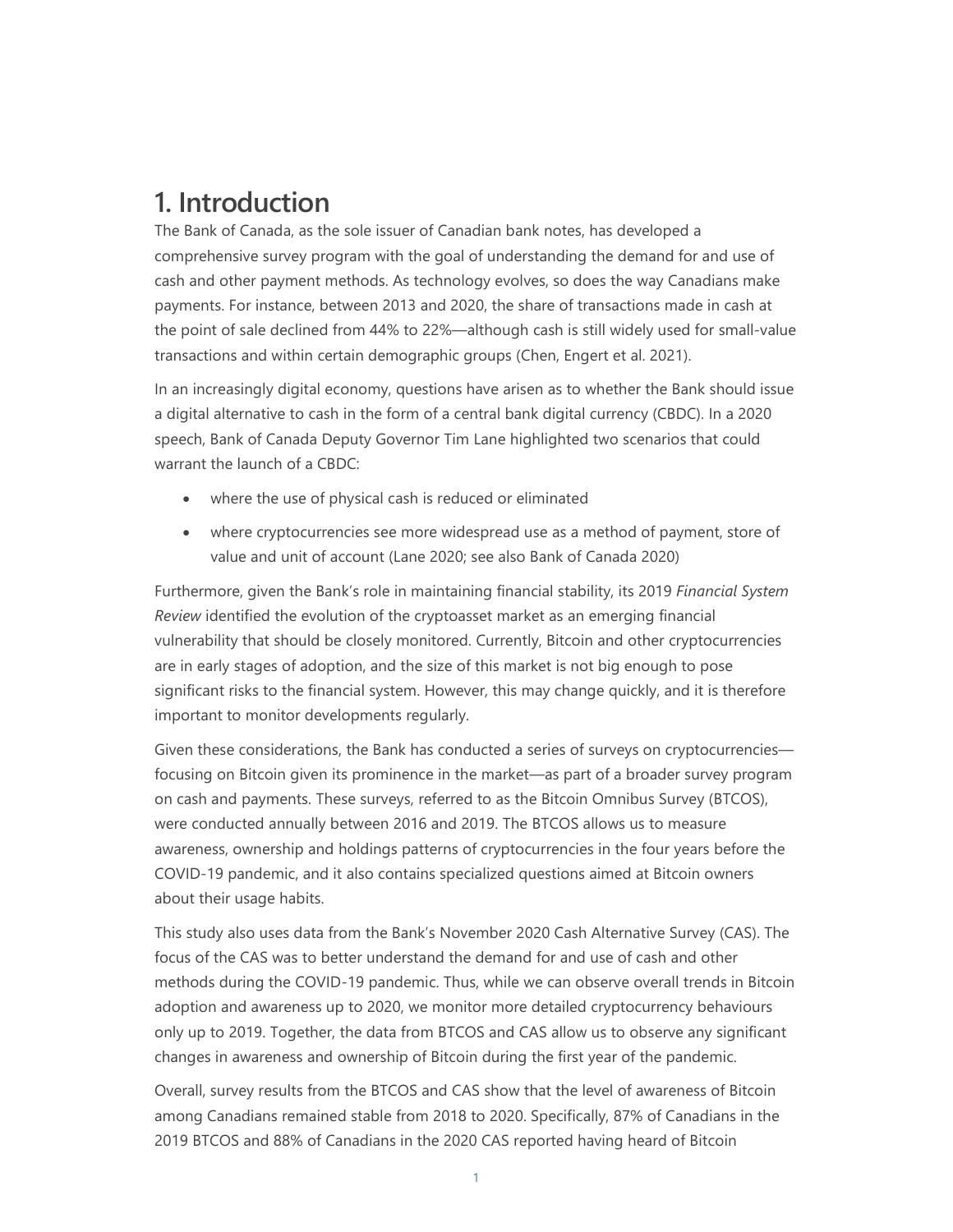# 1. Introduction

The Bank of Canada, as the sole issuer of Canadian bank notes, has developed a comprehensive survey program with the goal of understanding the demand for and use of cash and other payment methods. As technology evolves, so does the way Canadians make payments. For instance, between 2013 and 2020, the share of transactions made in cash at the point of sale declined from 44% to 22%—although cash is still widely used for small-value transactions and within certain demographic groups (Chen, Engert et al. 2021).

In an increasingly digital economy, questions have arisen as to whether the Bank should issue a digital alternative to cash in the form of a central bank digital currency (CBDC). In a 2020 speech, Bank of Canada Deputy Governor Tim Lane highlighted two scenarios that could warrant the launch of a CBDC:

- where the use of physical cash is reduced or eliminated
- where cryptocurrencies see more widespread use as a method of payment, store of value and unit of account (Lane 2020; see also Bank of Canada 2020)

Furthermore, given the Bank's role in maintaining financial stability, its 2019 *Financial System Review* identified the evolution of the cryptoasset market as an emerging financial vulnerability that should be closely monitored. Currently, Bitcoin and other cryptocurrencies are in early stages of adoption, and the size of this market is not big enough to pose significant risks to the financial system. However, this may change quickly, and it is therefore important to monitor developments regularly.

Given these considerations, the Bank has conducted a series of surveys on cryptocurrencies—focusing on Bitcoin given its prominence in the market—as part of a broader survey program on cash and payments. These surveys, referred to as the Bitcoin Omnibus Survey (BTCOS), were conducted annually between 2016 and 2019. The BTCOS allows us to measure awareness, ownership and holdings patterns of cryptocurrencies in the four years before the COVID-19 pandemic, and it also contains specialized questions aimed at Bitcoin owners about their usage habits.

This study also uses data from the Bank's November 2020 Cash Alternative Survey (CAS). The focus of the CAS was to better understand the demand for and use of cash and other methods during the COVID-19 pandemic. Thus, while we can observe overall trends in Bitcoin adoption and awareness up to 2020, we monitor more detailed cryptocurrency behaviours only up to 2019. Together, the data from BTCOS and CAS allow us to observe any significant changes in awareness and ownership of Bitcoin during the first year of the pandemic.

Overall, survey results from the BTCOS and CAS show that the level of awareness of Bitcoin among Canadians remained stable from 2018 to 2020. Specifically, 87% of Canadians in the 2019 BTCOS and 88% of Canadians in the 2020 CAS reported having heard of Bitcoin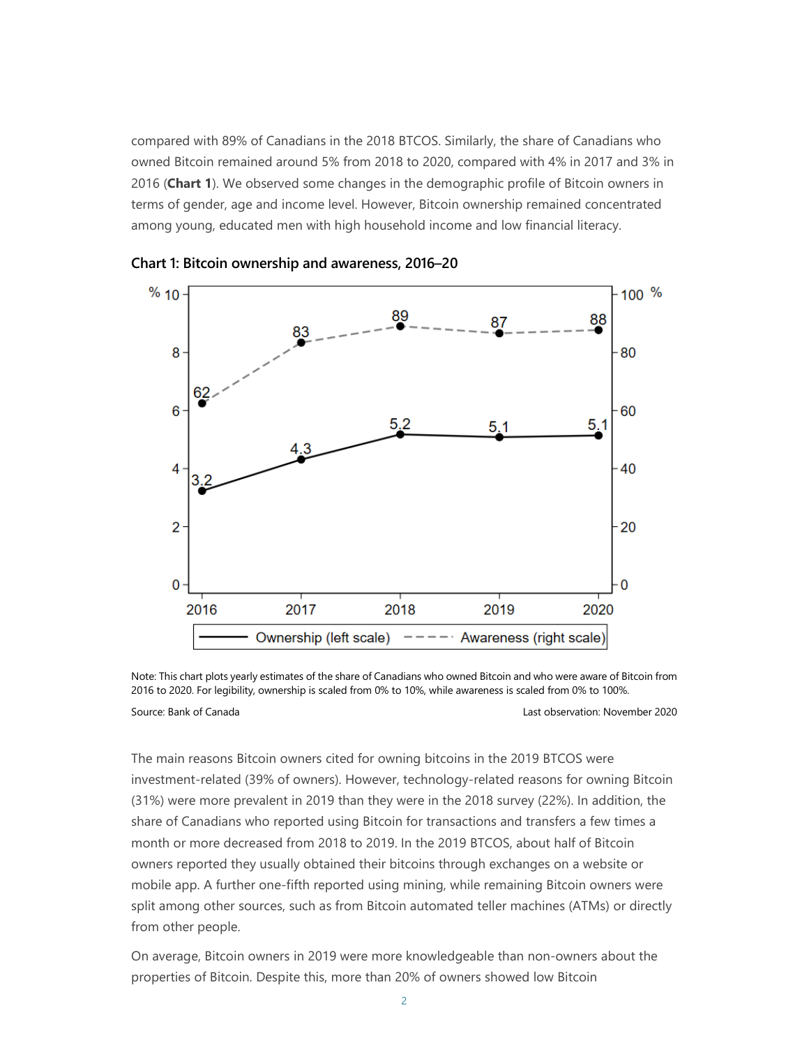compared with 89% of Canadians in the 2018 BTCOS. Similarly, the share of Canadians who owned Bitcoin remained around 5% from 2018 to 2020, compared with 4% in 2017 and 3% in 2016 (**Chart 1**). We observed some changes in the demographic profile of Bitcoin owners in terms of gender, age and income level. However, Bitcoin ownership remained concentrated among young, educated men with high household income and low financial literacy.

**Chart 1: Bitcoin ownership and awareness, 2016–20**

| Year | Ownership (left scale, %) | Awareness (right scale, %) |
|---|---|---|
| 2016 | 3.2 | 62 |
| 2017 | 4.3 | 83 |
| 2018 | 5.2 | 89 |
| 2019 | 5.1 | 87 |
| 2020 | 5.1 | 88 |

Note: This chart plots yearly estimates of the share of Canadians who owned Bitcoin and who were aware of Bitcoin from 2016 to 2020. For legibility, ownership is scaled from 0% to 10%, while awareness is scaled from 0% to 100%.

Source: Bank of Canada

Last observation: November 2020

The main reasons Bitcoin owners cited for owning bitcoins in the 2019 BTCOS were investment-related (39% of owners). However, technology-related reasons for owning Bitcoin (31%) were more prevalent in 2019 than they were in the 2018 survey (22%). In addition, the share of Canadians who reported using Bitcoin for transactions and transfers a few times a month or more decreased from 2018 to 2019. In the 2019 BTCOS, about half of Bitcoin owners reported they usually obtained their bitcoins through exchanges on a website or mobile app. A further one-fifth reported using mining, while remaining Bitcoin owners were split among other sources, such as from Bitcoin automated teller machines (ATMs) or directly from other people.

On average, Bitcoin owners in 2019 were more knowledgeable than non-owners about the properties of Bitcoin. Despite this, more than 20% of owners showed low Bitcoin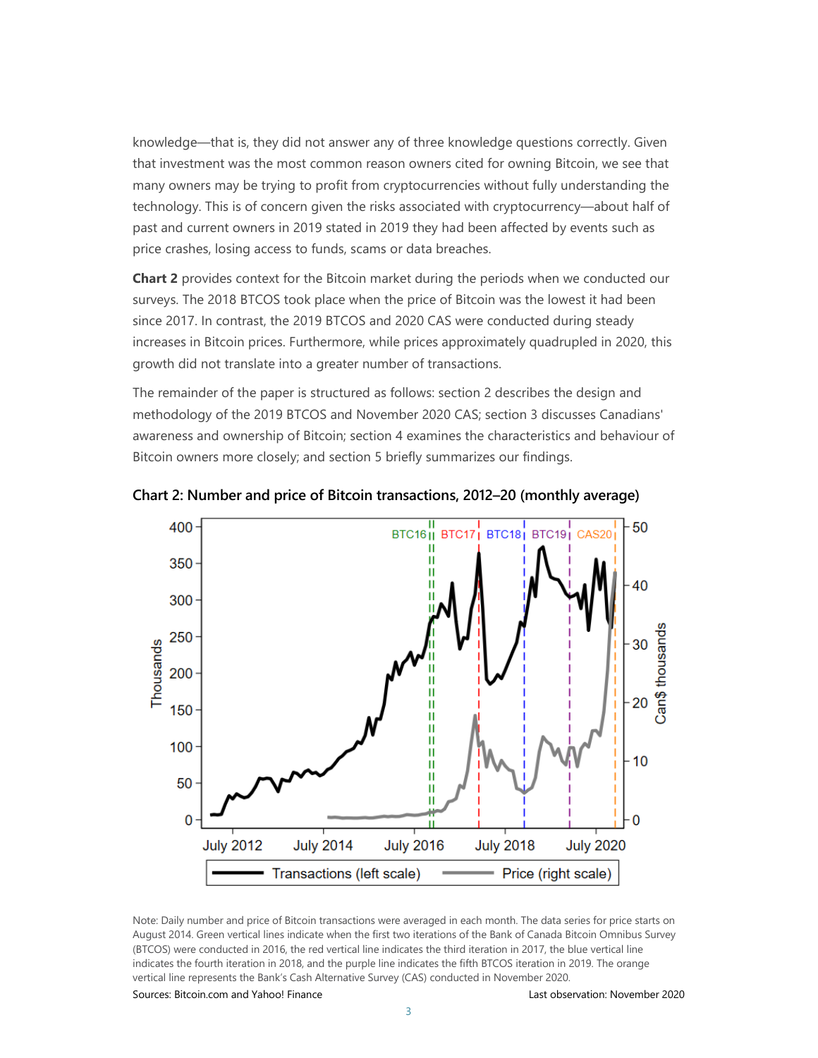knowledge—that is, they did not answer any of three knowledge questions correctly. Given that investment was the most common reason owners cited for owning Bitcoin, we see that many owners may be trying to profit from cryptocurrencies without fully understanding the technology. This is of concern given the risks associated with cryptocurrency—about half of past and current owners in 2019 stated in 2019 they had been affected by events such as price crashes, losing access to funds, scams or data breaches.

**Chart 2** provides context for the Bitcoin market during the periods when we conducted our surveys. The 2018 BTCOS took place when the price of Bitcoin was the lowest it had been since 2017. In contrast, the 2019 BTCOS and 2020 CAS were conducted during steady increases in Bitcoin prices. Furthermore, while prices approximately quadrupled in 2020, this growth did not translate into a greater number of transactions.

The remainder of the paper is structured as follows: section 2 describes the design and methodology of the 2019 BTCOS and November 2020 CAS; section 3 discusses Canadians' awareness and ownership of Bitcoin; section 4 examines the characteristics and behaviour of Bitcoin owners more closely; and section 5 briefly summarizes our findings.

**Chart 2: Number and price of Bitcoin transactions, 2012–20 (monthly average)**

Note: Daily number and price of Bitcoin transactions were averaged in each month. The data series for price starts on August 2014. Green vertical lines indicate when the first two iterations of the Bank of Canada Bitcoin Omnibus Survey (BTCOS) were conducted in 2016, the red vertical line indicates the third iteration in 2017, the blue vertical line indicates the fourth iteration in 2018, and the purple line indicates the fifth BTCOS iteration in 2019. The orange vertical line represents the Bank's Cash Alternative Survey (CAS) conducted in November 2020.

Sources: Bitcoin.com and Yahoo! Finance

Last observation: November 2020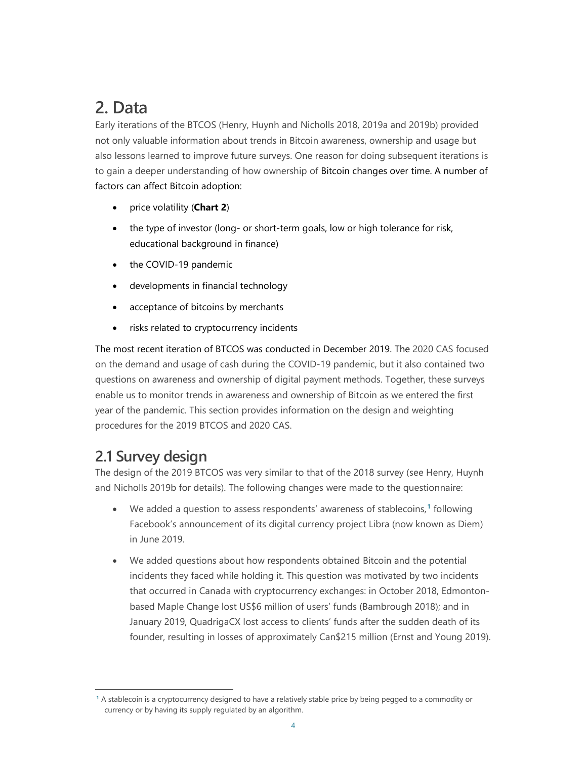# 2. Data

Early iterations of the BTCOS (Henry, Huynh and Nicholls 2018, 2019a and 2019b) provided not only valuable information about trends in Bitcoin awareness, ownership and usage but also lessons learned to improve future surveys. One reason for doing subsequent iterations is to gain a deeper understanding of how ownership of Bitcoin changes over time. A number of factors can affect Bitcoin adoption:

- price volatility (**Chart 2**)
- the type of investor (long- or short-term goals, low or high tolerance for risk, educational background in finance)
- the COVID-19 pandemic
- developments in financial technology
- acceptance of bitcoins by merchants
- risks related to cryptocurrency incidents

The most recent iteration of BTCOS was conducted in December 2019. The 2020 CAS focused on the demand and usage of cash during the COVID-19 pandemic, but it also contained two questions on awareness and ownership of digital payment methods. Together, these surveys enable us to monitor trends in awareness and ownership of Bitcoin as we entered the first year of the pandemic. This section provides information on the design and weighting procedures for the 2019 BTCOS and 2020 CAS.

## 2.1 Survey design

The design of the 2019 BTCOS was very similar to that of the 2018 survey (see Henry, Huynh and Nicholls 2019b for details). The following changes were made to the questionnaire:

- We added a question to assess respondents' awareness of stablecoins,[1] following Facebook's announcement of its digital currency project Libra (now known as Diem) in June 2019.
- We added questions about how respondents obtained Bitcoin and the potential incidents they faced while holding it. This question was motivated by two incidents that occurred in Canada with cryptocurrency exchanges: in October 2018, Edmonton-based Maple Change lost US$6 million of users' funds (Bambrough 2018); and in January 2019, QuadrigaCX lost access to clients' funds after the sudden death of its founder, resulting in losses of approximately Can$215 million (Ernst and Young 2019).

[1] A stablecoin is a cryptocurrency designed to have a relatively stable price by being pegged to a commodity or currency or by having its supply regulated by an algorithm.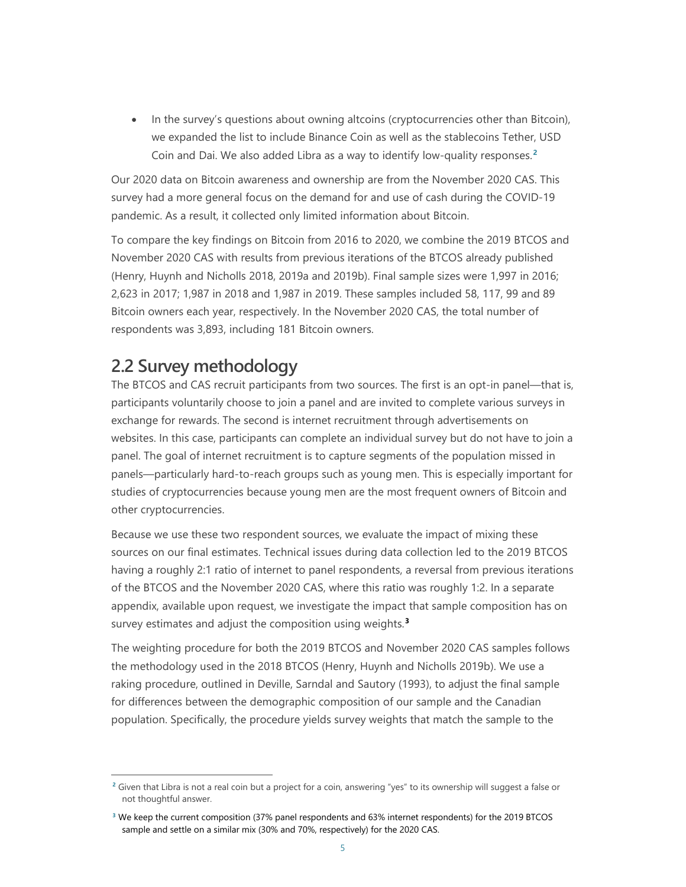- In the survey's questions about owning altcoins (cryptocurrencies other than Bitcoin), we expanded the list to include Binance Coin as well as the stablecoins Tether, USD Coin and Dai. We also added Libra as a way to identify low-quality responses.[2]

Our 2020 data on Bitcoin awareness and ownership are from the November 2020 CAS. This survey had a more general focus on the demand for and use of cash during the COVID-19 pandemic. As a result, it collected only limited information about Bitcoin.

To compare the key findings on Bitcoin from 2016 to 2020, we combine the 2019 BTCOS and November 2020 CAS with results from previous iterations of the BTCOS already published (Henry, Huynh and Nicholls 2018, 2019a and 2019b). Final sample sizes were 1,997 in 2016; 2,623 in 2017; 1,987 in 2018 and 1,987 in 2019. These samples included 58, 117, 99 and 89 Bitcoin owners each year, respectively. In the November 2020 CAS, the total number of respondents was 3,893, including 181 Bitcoin owners.

## 2.2 Survey methodology

The BTCOS and CAS recruit participants from two sources. The first is an opt-in panel—that is, participants voluntarily choose to join a panel and are invited to complete various surveys in exchange for rewards. The second is internet recruitment through advertisements on websites. In this case, participants can complete an individual survey but do not have to join a panel. The goal of internet recruitment is to capture segments of the population missed in panels—particularly hard-to-reach groups such as young men. This is especially important for studies of cryptocurrencies because young men are the most frequent owners of Bitcoin and other cryptocurrencies.

Because we use these two respondent sources, we evaluate the impact of mixing these sources on our final estimates. Technical issues during data collection led to the 2019 BTCOS having a roughly 2:1 ratio of internet to panel respondents, a reversal from previous iterations of the BTCOS and the November 2020 CAS, where this ratio was roughly 1:2. In a separate appendix, available upon request, we investigate the impact that sample composition has on survey estimates and adjust the composition using weights.[3]

The weighting procedure for both the 2019 BTCOS and November 2020 CAS samples follows the methodology used in the 2018 BTCOS (Henry, Huynh and Nicholls 2019b). We use a raking procedure, outlined in Deville, Sarndal and Sautory (1993), to adjust the final sample for differences between the demographic composition of our sample and the Canadian population. Specifically, the procedure yields survey weights that match the sample to the

---

[2] Given that Libra is not a real coin but a project for a coin, answering "yes" to its ownership will suggest a false or not thoughtful answer.

[3] We keep the current composition (37% panel respondents and 63% internet respondents) for the 2019 BTCOS sample and settle on a similar mix (30% and 70%, respectively) for the 2020 CAS.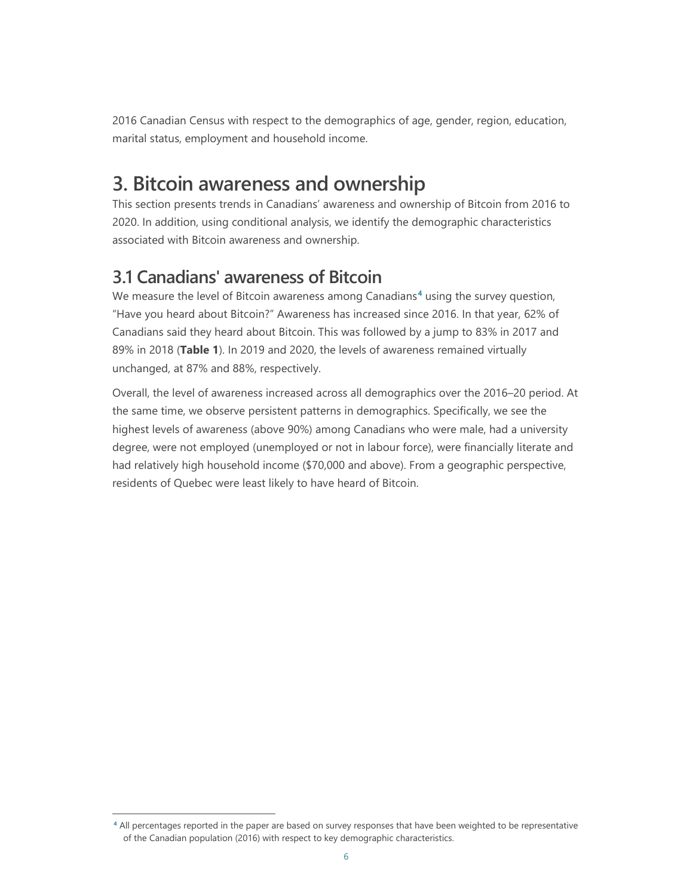2016 Canadian Census with respect to the demographics of age, gender, region, education, marital status, employment and household income.

# 3. Bitcoin awareness and ownership

This section presents trends in Canadians' awareness and ownership of Bitcoin from 2016 to 2020. In addition, using conditional analysis, we identify the demographic characteristics associated with Bitcoin awareness and ownership.

## 3.1 Canadians' awareness of Bitcoin

We measure the level of Bitcoin awareness among Canadians[4] using the survey question, "Have you heard about Bitcoin?" Awareness has increased since 2016. In that year, 62% of Canadians said they heard about Bitcoin. This was followed by a jump to 83% in 2017 and 89% in 2018 (**Table 1**). In 2019 and 2020, the levels of awareness remained virtually unchanged, at 87% and 88%, respectively.

Overall, the level of awareness increased across all demographics over the 2016–20 period. At the same time, we observe persistent patterns in demographics. Specifically, we see the highest levels of awareness (above 90%) among Canadians who were male, had a university degree, were not employed (unemployed or not in labour force), were financially literate and had relatively high household income ($70,000 and above). From a geographic perspective, residents of Quebec were least likely to have heard of Bitcoin.

[4] All percentages reported in the paper are based on survey responses that have been weighted to be representative of the Canadian population (2016) with respect to key demographic characteristics.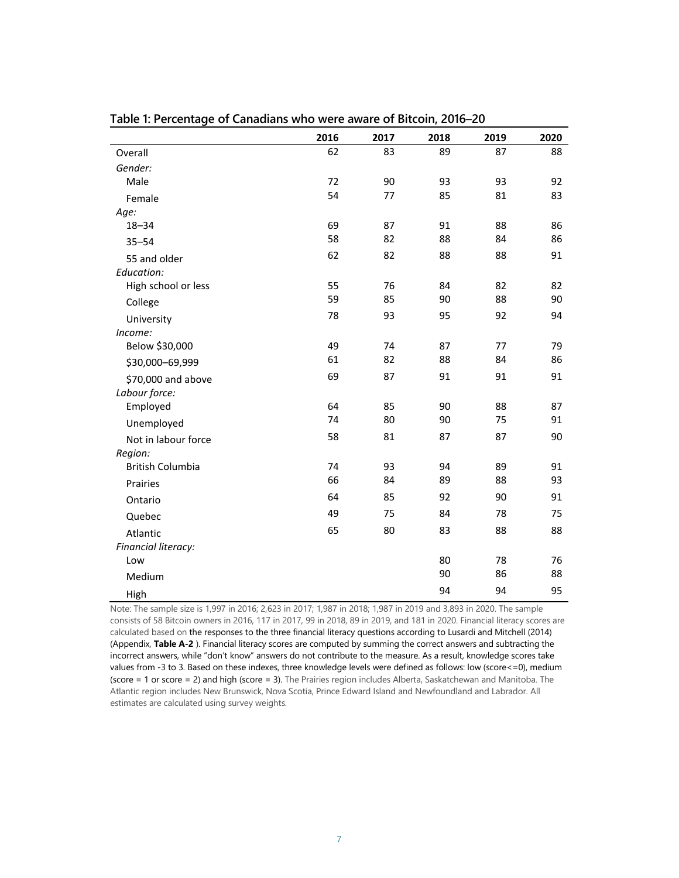**Table 1: Percentage of Canadians who were aware of Bitcoin, 2016–20**

| | 2016 | 2017 | 2018 | 2019 | 2020 |
|---|---|---|---|---|---|
| Overall | 62 | 83 | 89 | 87 | 88 |
| *Gender:* | | | | | |
| Male | 72 | 90 | 93 | 93 | 92 |
| Female | 54 | 77 | 85 | 81 | 83 |
| *Age:* | | | | | |
| 18–34 | 69 | 87 | 91 | 88 | 86 |
| 35–54 | 58 | 82 | 88 | 84 | 86 |
| 55 and older | 62 | 82 | 88 | 88 | 91 |
| *Education:* | | | | | |
| High school or less | 55 | 76 | 84 | 82 | 82 |
| College | 59 | 85 | 90 | 88 | 90 |
| University | 78 | 93 | 95 | 92 | 94 |
| *Income:* | | | | | |
| Below $30,000 | 49 | 74 | 87 | 77 | 79 |
| $30,000–69,999 | 61 | 82 | 88 | 84 | 86 |
| $70,000 and above | 69 | 87 | 91 | 91 | 91 |
| *Labour force:* | | | | | |
| Employed | 64 | 85 | 90 | 88 | 87 |
| Unemployed | 74 | 80 | 90 | 75 | 91 |
| Not in labour force | 58 | 81 | 87 | 87 | 90 |
| *Region:* | | | | | |
| British Columbia | 74 | 93 | 94 | 89 | 91 |
| Prairies | 66 | 84 | 89 | 88 | 93 |
| Ontario | 64 | 85 | 92 | 90 | 91 |
| Quebec | 49 | 75 | 84 | 78 | 75 |
| Atlantic | 65 | 80 | 83 | 88 | 88 |
| *Financial literacy:* | | | | | |
| Low | | | 80 | 78 | 76 |
| Medium | | | 90 | 86 | 88 |
| High | | | 94 | 94 | 95 |

Note: The sample size is 1,997 in 2016; 2,623 in 2017; 1,987 in 2018; 1,987 in 2019 and 3,893 in 2020. The sample consists of 58 Bitcoin owners in 2016, 117 in 2017, 99 in 2018, 89 in 2019, and 181 in 2020. Financial literacy scores are calculated based on the responses to the three financial literacy questions according to Lusardi and Mitchell (2014) (Appendix, **Table A-2** ). Financial literacy scores are computed by summing the correct answers and subtracting the incorrect answers, while "don't know" answers do not contribute to the measure. As a result, knowledge scores take values from -3 to 3. Based on these indexes, three knowledge levels were defined as follows: low (score<=0), medium (score = 1 or score = 2) and high (score = 3). The Prairies region includes Alberta, Saskatchewan and Manitoba. The Atlantic region includes New Brunswick, Nova Scotia, Prince Edward Island and Newfoundland and Labrador. All estimates are calculated using survey weights.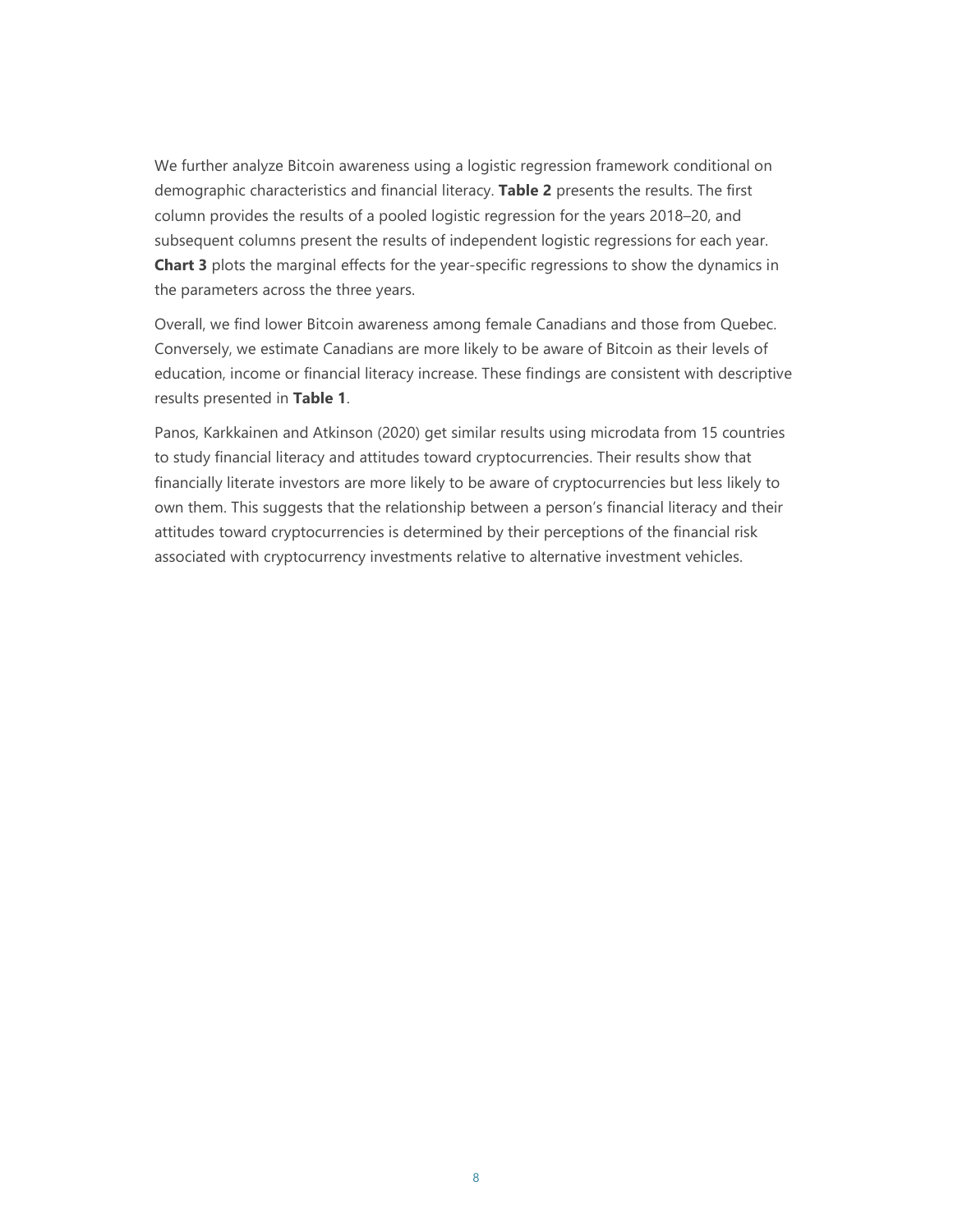We further analyze Bitcoin awareness using a logistic regression framework conditional on demographic characteristics and financial literacy. **Table 2** presents the results. The first column provides the results of a pooled logistic regression for the years 2018–20, and subsequent columns present the results of independent logistic regressions for each year. **Chart 3** plots the marginal effects for the year-specific regressions to show the dynamics in the parameters across the three years.

Overall, we find lower Bitcoin awareness among female Canadians and those from Quebec. Conversely, we estimate Canadians are more likely to be aware of Bitcoin as their levels of education, income or financial literacy increase. These findings are consistent with descriptive results presented in **Table 1**.

Panos, Karkkainen and Atkinson (2020) get similar results using microdata from 15 countries to study financial literacy and attitudes toward cryptocurrencies. Their results show that financially literate investors are more likely to be aware of cryptocurrencies but less likely to own them. This suggests that the relationship between a person's financial literacy and their attitudes toward cryptocurrencies is determined by their perceptions of the financial risk associated with cryptocurrency investments relative to alternative investment vehicles.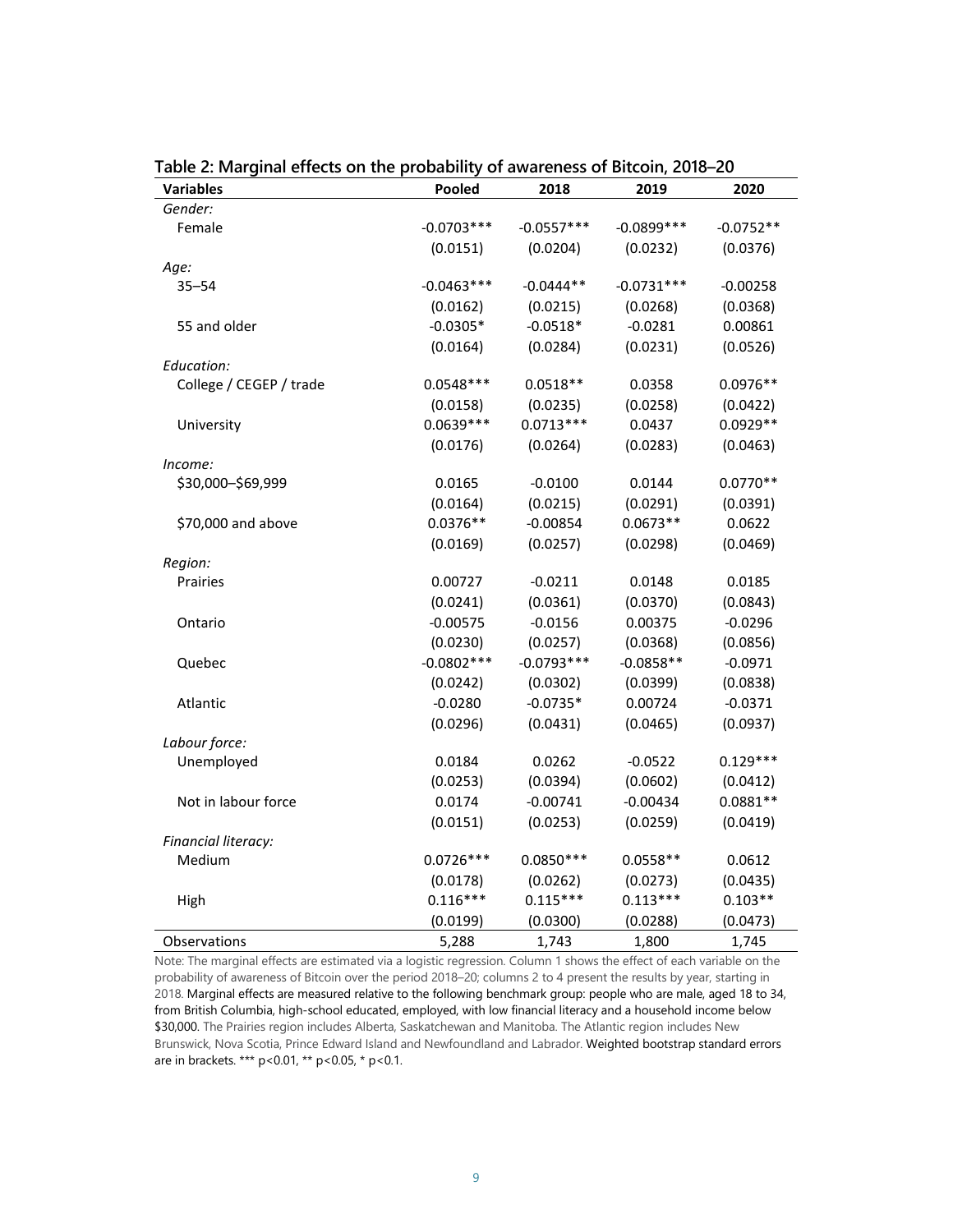**Table 2: Marginal effects on the probability of awareness of Bitcoin, 2018–20**

| Variables | Pooled | 2018 | 2019 | 2020 |
|---|---|---|---|---|
| *Gender:* | | | | |
| Female | -0.0703*** | -0.0557*** | -0.0899*** | -0.0752** |
| | (0.0151) | (0.0204) | (0.0232) | (0.0376) |
| *Age:* | | | | |
| 35–54 | -0.0463*** | -0.0444** | -0.0731*** | -0.00258 |
| | (0.0162) | (0.0215) | (0.0268) | (0.0368) |
| 55 and older | -0.0305* | -0.0518* | -0.0281 | 0.00861 |
| | (0.0164) | (0.0284) | (0.0231) | (0.0526) |
| *Education:* | | | | |
| College / CEGEP / trade | 0.0548*** | 0.0518** | 0.0358 | 0.0976** |
| | (0.0158) | (0.0235) | (0.0258) | (0.0422) |
| University | 0.0639*** | 0.0713*** | 0.0437 | 0.0929** |
| | (0.0176) | (0.0264) | (0.0283) | (0.0463) |
| *Income:* | | | | |
| \$30,000–\$69,999 | 0.0165 | -0.0100 | 0.0144 | 0.0770** |
| | (0.0164) | (0.0215) | (0.0291) | (0.0391) |
| \$70,000 and above | 0.0376** | -0.00854 | 0.0673** | 0.0622 |
| | (0.0169) | (0.0257) | (0.0298) | (0.0469) |
| *Region:* | | | | |
| Prairies | 0.00727 | -0.0211 | 0.0148 | 0.0185 |
| | (0.0241) | (0.0361) | (0.0370) | (0.0843) |
| Ontario | -0.00575 | -0.0156 | 0.00375 | -0.0296 |
| | (0.0230) | (0.0257) | (0.0368) | (0.0856) |
| Quebec | -0.0802*** | -0.0793*** | -0.0858** | -0.0971 |
| | (0.0242) | (0.0302) | (0.0399) | (0.0838) |
| Atlantic | -0.0280 | -0.0735* | 0.00724 | -0.0371 |
| | (0.0296) | (0.0431) | (0.0465) | (0.0937) |
| *Labour force:* | | | | |
| Unemployed | 0.0184 | 0.0262 | -0.0522 | 0.129*** |
| | (0.0253) | (0.0394) | (0.0602) | (0.0412) |
| Not in labour force | 0.0174 | -0.00741 | -0.00434 | 0.0881** |
| | (0.0151) | (0.0253) | (0.0259) | (0.0419) |
| *Financial literacy:* | | | | |
| Medium | 0.0726*** | 0.0850*** | 0.0558** | 0.0612 |
| | (0.0178) | (0.0262) | (0.0273) | (0.0435) |
| High | 0.116*** | 0.115*** | 0.113*** | 0.103** |
| | (0.0199) | (0.0300) | (0.0288) | (0.0473) |
| Observations | 5,288 | 1,743 | 1,800 | 1,745 |

Note: The marginal effects are estimated via a logistic regression. Column 1 shows the effect of each variable on the probability of awareness of Bitcoin over the period 2018–20; columns 2 to 4 present the results by year, starting in 2018. Marginal effects are measured relative to the following benchmark group: people who are male, aged 18 to 34, from British Columbia, high-school educated, employed, with low financial literacy and a household income below \$30,000. The Prairies region includes Alberta, Saskatchewan and Manitoba. The Atlantic region includes New Brunswick, Nova Scotia, Prince Edward Island and Newfoundland and Labrador. Weighted bootstrap standard errors are in brackets. *** $p<0.01$, ** $p<0.05$, * $p<0.1$.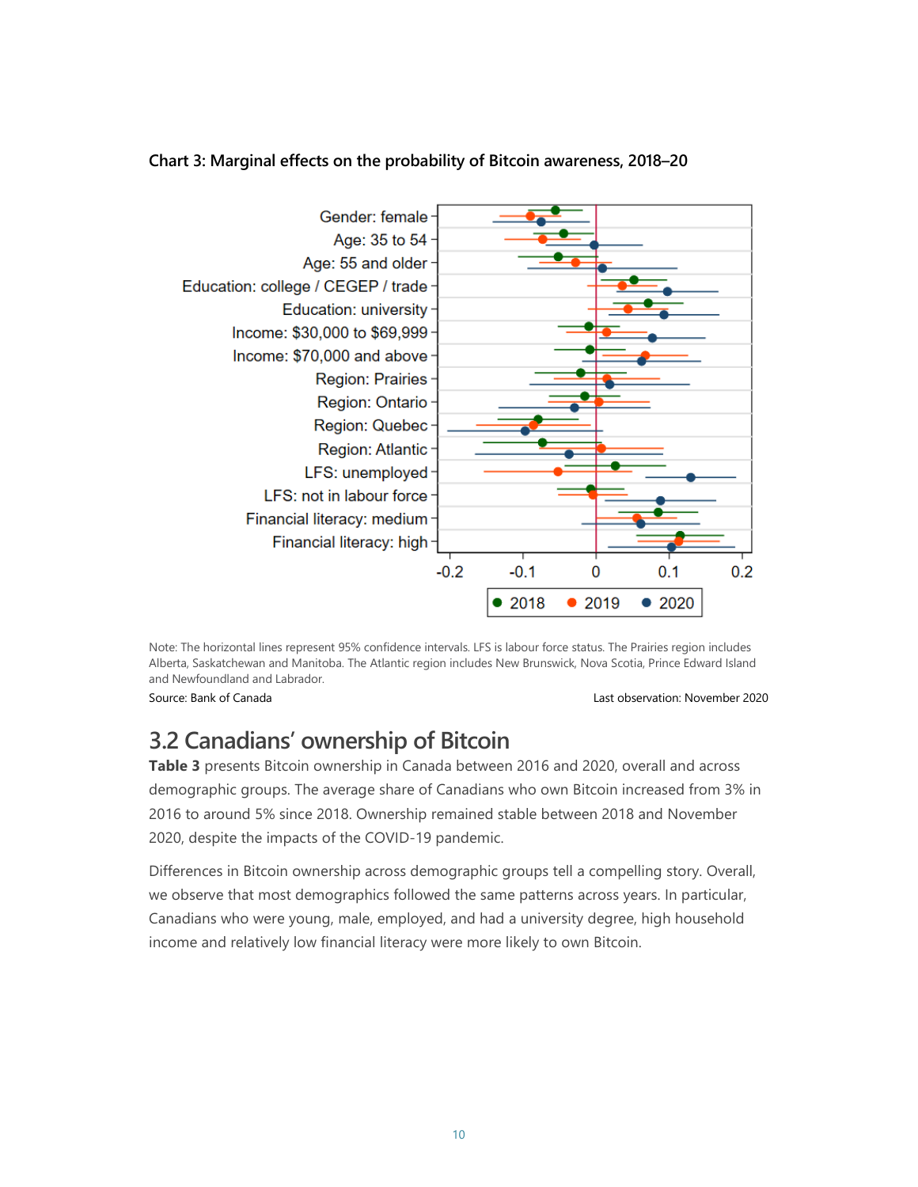**Chart 3: Marginal effects on the probability of Bitcoin awareness, 2018–20**

Note: The horizontal lines represent 95% confidence intervals. LFS is labour force status. The Prairies region includes Alberta, Saskatchewan and Manitoba. The Atlantic region includes New Brunswick, Nova Scotia, Prince Edward Island and Newfoundland and Labrador.

Source: Bank of Canada

Last observation: November 2020

## 3.2 Canadians' ownership of Bitcoin

**Table 3** presents Bitcoin ownership in Canada between 2016 and 2020, overall and across demographic groups. The average share of Canadians who own Bitcoin increased from 3% in 2016 to around 5% since 2018. Ownership remained stable between 2018 and November 2020, despite the impacts of the COVID-19 pandemic.

Differences in Bitcoin ownership across demographic groups tell a compelling story. Overall, we observe that most demographics followed the same patterns across years. In particular, Canadians who were young, male, employed, and had a university degree, high household income and relatively low financial literacy were more likely to own Bitcoin.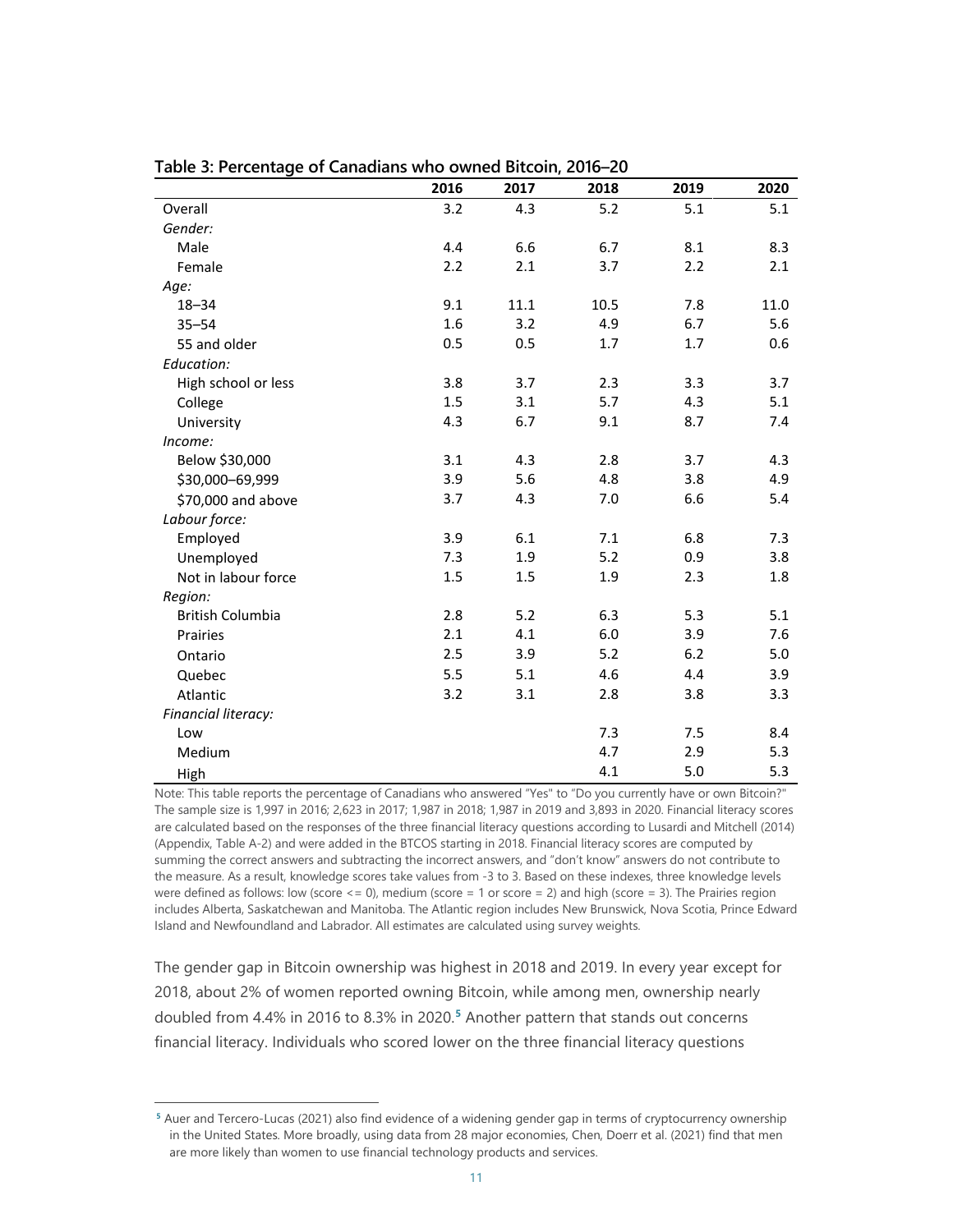**Table 3: Percentage of Canadians who owned Bitcoin, 2016–20**

| | 2016 | 2017 | 2018 | 2019 | 2020 |
|---|---|---|---|---|---|
| Overall | 3.2 | 4.3 | 5.2 | 5.1 | 5.1 |
| *Gender:* | | | | | |
| Male | 4.4 | 6.6 | 6.7 | 8.1 | 8.3 |
| Female | 2.2 | 2.1 | 3.7 | 2.2 | 2.1 |
| *Age:* | | | | | |
| 18–34 | 9.1 | 11.1 | 10.5 | 7.8 | 11.0 |
| 35–54 | 1.6 | 3.2 | 4.9 | 6.7 | 5.6 |
| 55 and older | 0.5 | 0.5 | 1.7 | 1.7 | 0.6 |
| *Education:* | | | | | |
| High school or less | 3.8 | 3.7 | 2.3 | 3.3 | 3.7 |
| College | 1.5 | 3.1 | 5.7 | 4.3 | 5.1 |
| University | 4.3 | 6.7 | 9.1 | 8.7 | 7.4 |
| *Income:* | | | | | |
| Below $30,000 | 3.1 | 4.3 | 2.8 | 3.7 | 4.3 |
| $30,000–69,999 | 3.9 | 5.6 | 4.8 | 3.8 | 4.9 |
| $70,000 and above | 3.7 | 4.3 | 7.0 | 6.6 | 5.4 |
| *Labour force:* | | | | | |
| Employed | 3.9 | 6.1 | 7.1 | 6.8 | 7.3 |
| Unemployed | 7.3 | 1.9 | 5.2 | 0.9 | 3.8 |
| Not in labour force | 1.5 | 1.5 | 1.9 | 2.3 | 1.8 |
| *Region:* | | | | | |
| British Columbia | 2.8 | 5.2 | 6.3 | 5.3 | 5.1 |
| Prairies | 2.1 | 4.1 | 6.0 | 3.9 | 7.6 |
| Ontario | 2.5 | 3.9 | 5.2 | 6.2 | 5.0 |
| Quebec | 5.5 | 5.1 | 4.6 | 4.4 | 3.9 |
| Atlantic | 3.2 | 3.1 | 2.8 | 3.8 | 3.3 |
| *Financial literacy:* | | | | | |
| Low | | | 7.3 | 7.5 | 8.4 |
| Medium | | | 4.7 | 2.9 | 5.3 |
| High | | | 4.1 | 5.0 | 5.3 |

Note: This table reports the percentage of Canadians who answered "Yes" to "Do you currently have or own Bitcoin?" The sample size is 1,997 in 2016; 2,623 in 2017; 1,987 in 2018; 1,987 in 2019 and 3,893 in 2020. Financial literacy scores are calculated based on the responses of the three financial literacy questions according to Lusardi and Mitchell (2014) (Appendix, Table A-2) and were added in the BTCOS starting in 2018. Financial literacy scores are computed by summing the correct answers and subtracting the incorrect answers, and "don't know" answers do not contribute to the measure. As a result, knowledge scores take values from -3 to 3. Based on these indexes, three knowledge levels were defined as follows: low (score <= 0), medium (score = 1 or score = 2) and high (score = 3). The Prairies region includes Alberta, Saskatchewan and Manitoba. The Atlantic region includes New Brunswick, Nova Scotia, Prince Edward Island and Newfoundland and Labrador. All estimates are calculated using survey weights.

The gender gap in Bitcoin ownership was highest in 2018 and 2019. In every year except for 2018, about 2% of women reported owning Bitcoin, while among men, ownership nearly doubled from 4.4% in 2016 to 8.3% in 2020.[5] Another pattern that stands out concerns financial literacy. Individuals who scored lower on the three financial literacy questions

[5] Auer and Tercero-Lucas (2021) also find evidence of a widening gender gap in terms of cryptocurrency ownership in the United States. More broadly, using data from 28 major economies, Chen, Doerr et al. (2021) find that men are more likely than women to use financial technology products and services.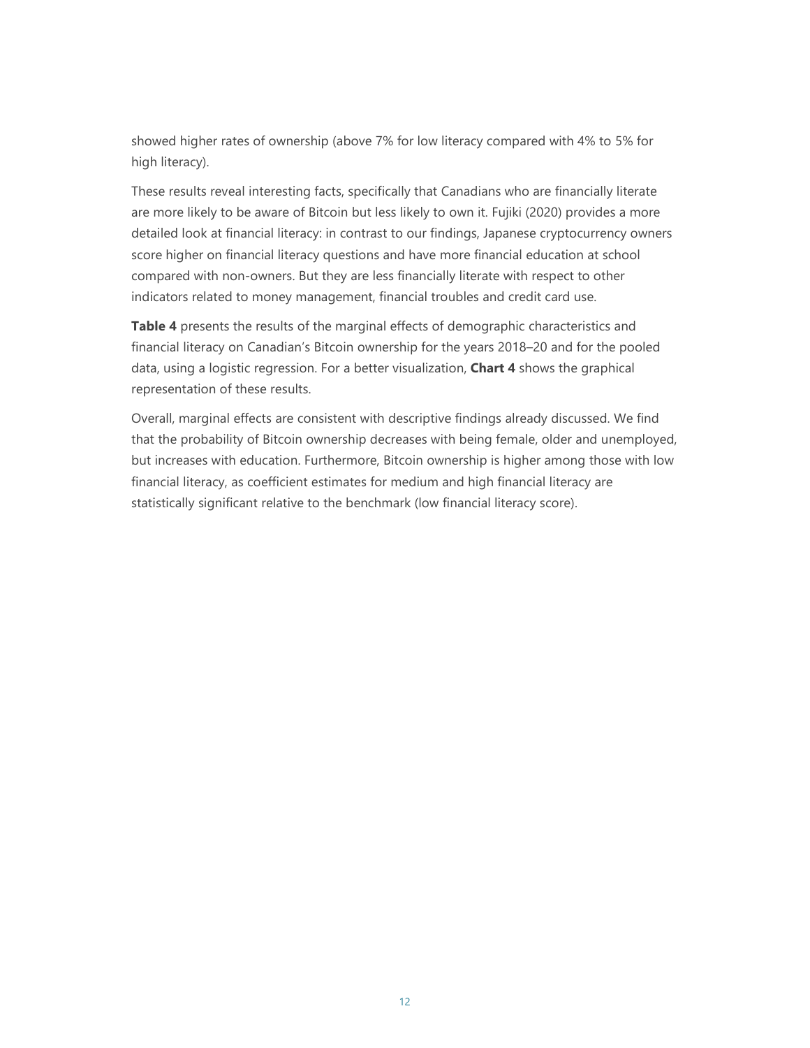showed higher rates of ownership (above 7% for low literacy compared with 4% to 5% for high literacy).

These results reveal interesting facts, specifically that Canadians who are financially literate are more likely to be aware of Bitcoin but less likely to own it. Fujiki (2020) provides a more detailed look at financial literacy: in contrast to our findings, Japanese cryptocurrency owners score higher on financial literacy questions and have more financial education at school compared with non-owners. But they are less financially literate with respect to other indicators related to money management, financial troubles and credit card use.

**Table 4** presents the results of the marginal effects of demographic characteristics and financial literacy on Canadian's Bitcoin ownership for the years 2018–20 and for the pooled data, using a logistic regression. For a better visualization, **Chart 4** shows the graphical representation of these results.

Overall, marginal effects are consistent with descriptive findings already discussed. We find that the probability of Bitcoin ownership decreases with being female, older and unemployed, but increases with education. Furthermore, Bitcoin ownership is higher among those with low financial literacy, as coefficient estimates for medium and high financial literacy are statistically significant relative to the benchmark (low financial literacy score).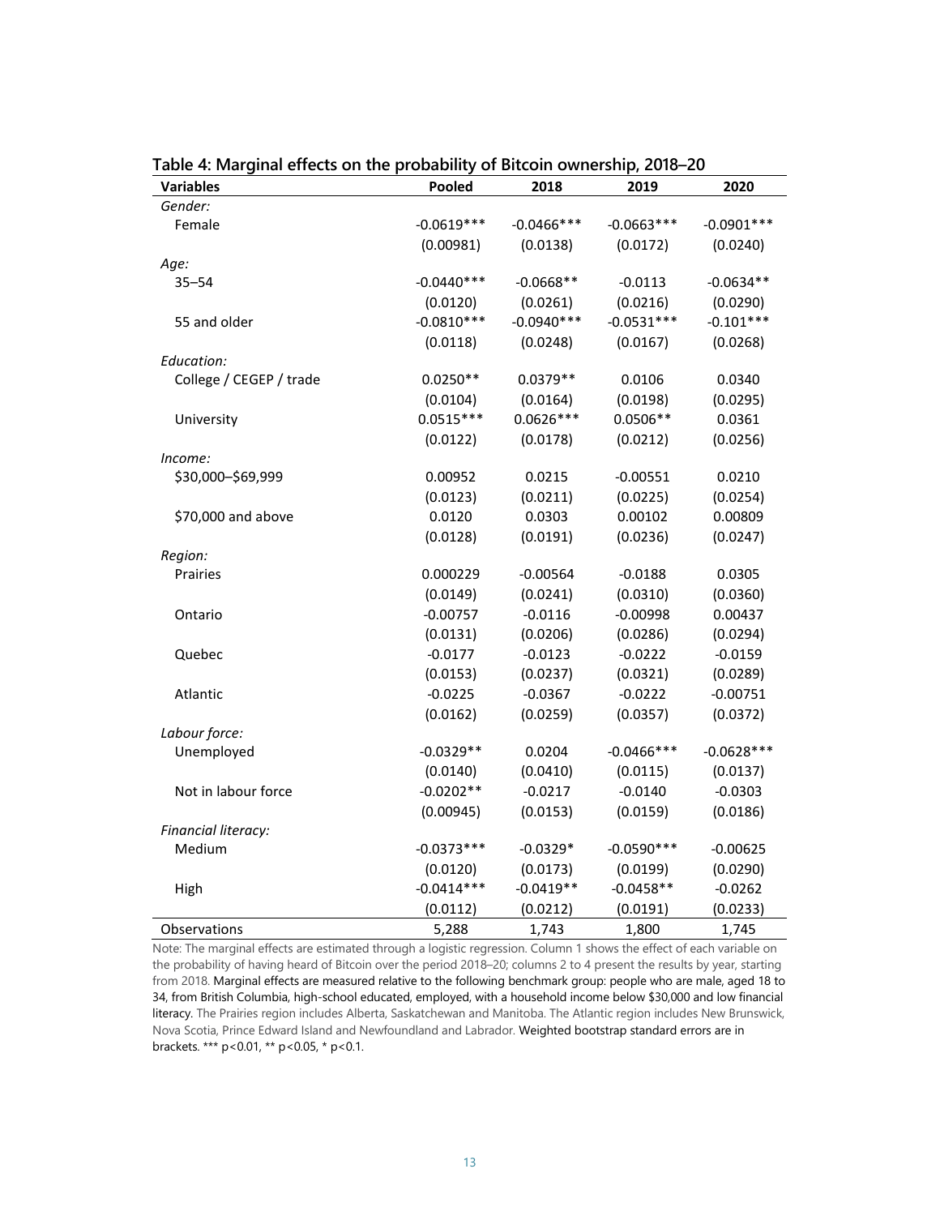**Table 4: Marginal effects on the probability of Bitcoin ownership, 2018–20**

| Variables | Pooled | 2018 | 2019 | 2020 |
|---|---|---|---|---|
| *Gender:* | | | | |
| Female | -0.0619*** | -0.0466*** | -0.0663*** | -0.0901*** |
| | (0.00981) | (0.0138) | (0.0172) | (0.0240) |
| *Age:* | | | | |
| 35–54 | -0.0440*** | -0.0668** | -0.0113 | -0.0634** |
| | (0.0120) | (0.0261) | (0.0216) | (0.0290) |
| 55 and older | -0.0810*** | -0.0940*** | -0.0531*** | -0.101*** |
| | (0.0118) | (0.0248) | (0.0167) | (0.0268) |
| *Education:* | | | | |
| College / CEGEP / trade | 0.0250** | 0.0379** | 0.0106 | 0.0340 |
| | (0.0104) | (0.0164) | (0.0198) | (0.0295) |
| University | 0.0515*** | 0.0626*** | 0.0506** | 0.0361 |
| | (0.0122) | (0.0178) | (0.0212) | (0.0256) |
| *Income:* | | | | |
| $30,000–$69,999 | 0.00952 | 0.0215 | -0.00551 | 0.0210 |
| | (0.0123) | (0.0211) | (0.0225) | (0.0254) |
| $70,000 and above | 0.0120 | 0.0303 | 0.00102 | 0.00809 |
| | (0.0128) | (0.0191) | (0.0236) | (0.0247) |
| *Region:* | | | | |
| Prairies | 0.000229 | -0.00564 | -0.0188 | 0.0305 |
| | (0.0149) | (0.0241) | (0.0310) | (0.0360) |
| Ontario | -0.00757 | -0.0116 | -0.00998 | 0.00437 |
| | (0.0131) | (0.0206) | (0.0286) | (0.0294) |
| Quebec | -0.0177 | -0.0123 | -0.0222 | -0.0159 |
| | (0.0153) | (0.0237) | (0.0321) | (0.0289) |
| Atlantic | -0.0225 | -0.0367 | -0.0222 | -0.00751 |
| | (0.0162) | (0.0259) | (0.0357) | (0.0372) |
| *Labour force:* | | | | |
| Unemployed | -0.0329** | 0.0204 | -0.0466*** | -0.0628*** |
| | (0.0140) | (0.0410) | (0.0115) | (0.0137) |
| Not in labour force | -0.0202** | -0.0217 | -0.0140 | -0.0303 |
| | (0.00945) | (0.0153) | (0.0159) | (0.0186) |
| *Financial literacy:* | | | | |
| Medium | -0.0373*** | -0.0329* | -0.0590*** | -0.00625 |
| | (0.0120) | (0.0173) | (0.0199) | (0.0290) |
| High | -0.0414*** | -0.0419** | -0.0458** | -0.0262 |
| | (0.0112) | (0.0212) | (0.0191) | (0.0233) |
| Observations | 5,288 | 1,743 | 1,800 | 1,745 |

Note: The marginal effects are estimated through a logistic regression. Column 1 shows the effect of each variable on the probability of having heard of Bitcoin over the period 2018–20; columns 2 to 4 present the results by year, starting from 2018. Marginal effects are measured relative to the following benchmark group: people who are male, aged 18 to 34, from British Columbia, high-school educated, employed, with a household income below $30,000 and low financial literacy. The Prairies region includes Alberta, Saskatchewan and Manitoba. The Atlantic region includes New Brunswick, Nova Scotia, Prince Edward Island and Newfoundland and Labrador. Weighted bootstrap standard errors are in brackets. *** p<0.01, ** p<0.05, * p<0.1.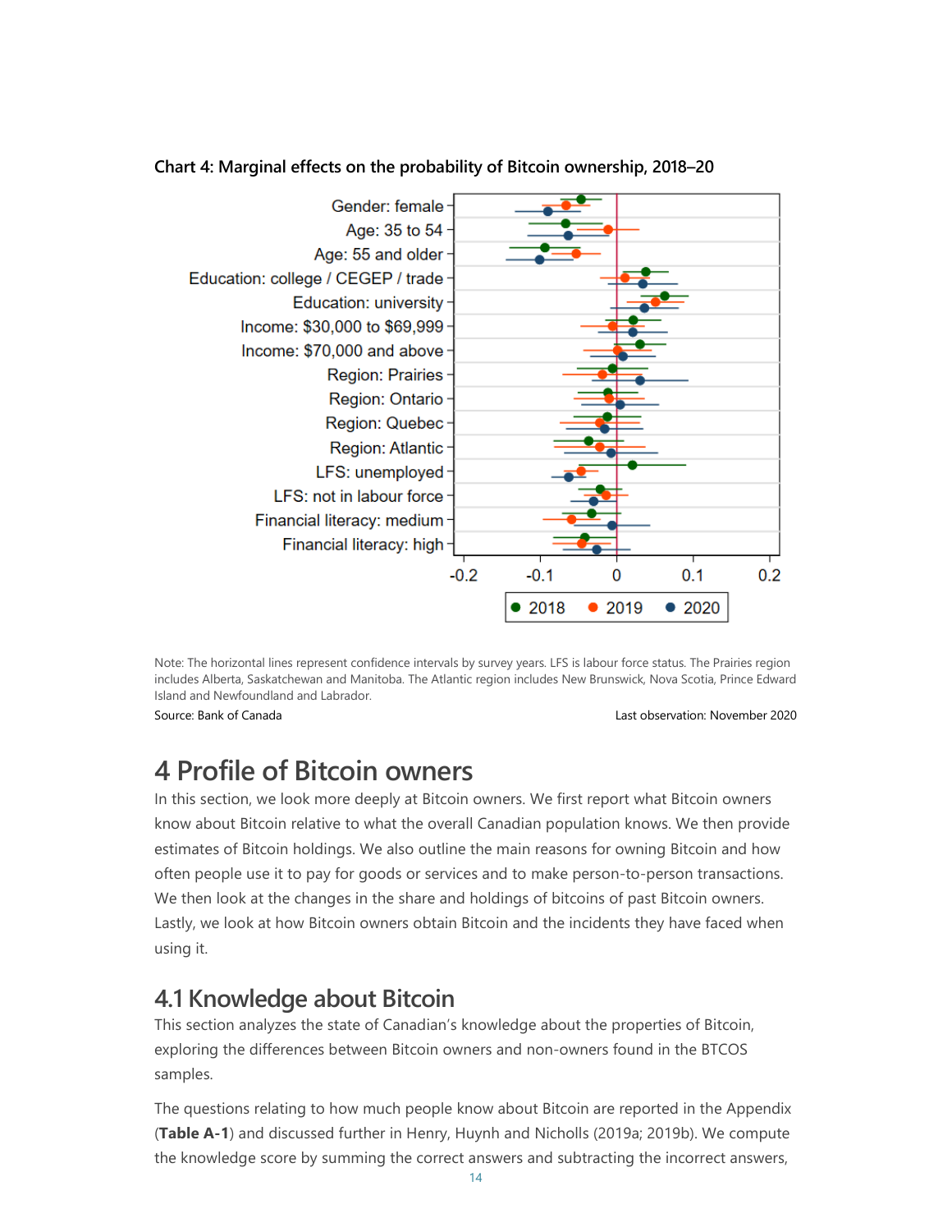**Chart 4: Marginal effects on the probability of Bitcoin ownership, 2018–20**

Note: The horizontal lines represent confidence intervals by survey years. LFS is labour force status. The Prairies region includes Alberta, Saskatchewan and Manitoba. The Atlantic region includes New Brunswick, Nova Scotia, Prince Edward Island and Newfoundland and Labrador.

Source: Bank of Canada

Last observation: November 2020

# 4 Profile of Bitcoin owners

In this section, we look more deeply at Bitcoin owners. We first report what Bitcoin owners know about Bitcoin relative to what the overall Canadian population knows. We then provide estimates of Bitcoin holdings. We also outline the main reasons for owning Bitcoin and how often people use it to pay for goods or services and to make person-to-person transactions. We then look at the changes in the share and holdings of bitcoins of past Bitcoin owners. Lastly, we look at how Bitcoin owners obtain Bitcoin and the incidents they have faced when using it.

## 4.1 Knowledge about Bitcoin

This section analyzes the state of Canadian's knowledge about the properties of Bitcoin, exploring the differences between Bitcoin owners and non-owners found in the BTCOS samples.

The questions relating to how much people know about Bitcoin are reported in the Appendix (**Table A-1**) and discussed further in Henry, Huynh and Nicholls (2019a; 2019b). We compute the knowledge score by summing the correct answers and subtracting the incorrect answers,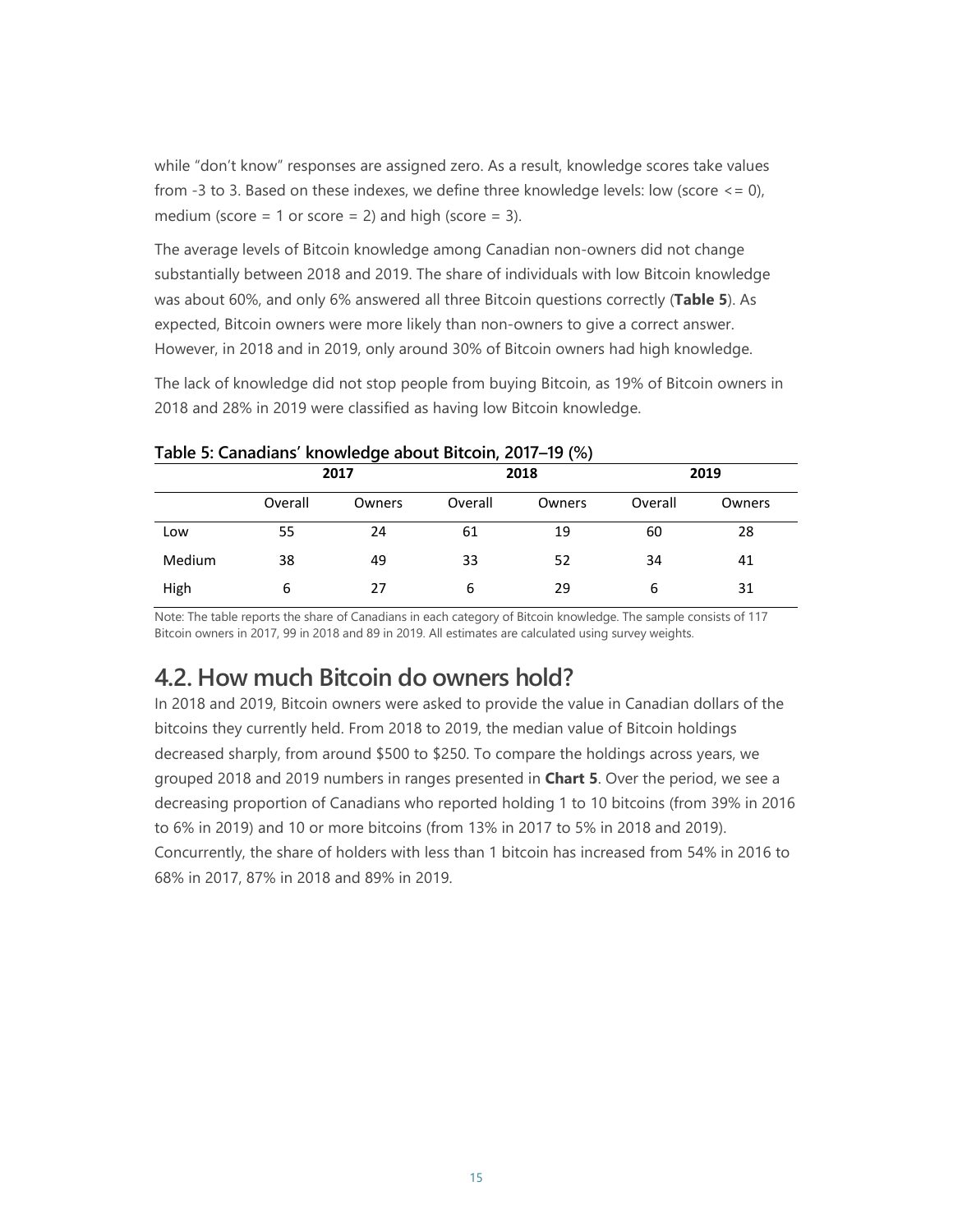while "don't know" responses are assigned zero. As a result, knowledge scores take values from -3 to 3. Based on these indexes, we define three knowledge levels: low (score <= 0), medium (score = 1 or score = 2) and high (score = 3).

The average levels of Bitcoin knowledge among Canadian non-owners did not change substantially between 2018 and 2019. The share of individuals with low Bitcoin knowledge was about 60%, and only 6% answered all three Bitcoin questions correctly (**Table 5**). As expected, Bitcoin owners were more likely than non-owners to give a correct answer. However, in 2018 and in 2019, only around 30% of Bitcoin owners had high knowledge.

The lack of knowledge did not stop people from buying Bitcoin, as 19% of Bitcoin owners in 2018 and 28% in 2019 were classified as having low Bitcoin knowledge.

**Table 5: Canadians' knowledge about Bitcoin, 2017–19 (%)**

| | 2017 | | 2018 | | 2019 | |
|---|---|---|---|---|---|---|
| | Overall | Owners | Overall | Owners | Overall | Owners |
| Low | 55 | 24 | 61 | 19 | 60 | 28 |
| Medium | 38 | 49 | 33 | 52 | 34 | 41 |
| High | 6 | 27 | 6 | 29 | 6 | 31 |

Note: The table reports the share of Canadians in each category of Bitcoin knowledge. The sample consists of 117 Bitcoin owners in 2017, 99 in 2018 and 89 in 2019. All estimates are calculated using survey weights.

## 4.2. How much Bitcoin do owners hold?

In 2018 and 2019, Bitcoin owners were asked to provide the value in Canadian dollars of the bitcoins they currently held. From 2018 to 2019, the median value of Bitcoin holdings decreased sharply, from around $500 to $250. To compare the holdings across years, we grouped 2018 and 2019 numbers in ranges presented in **Chart 5**. Over the period, we see a decreasing proportion of Canadians who reported holding 1 to 10 bitcoins (from 39% in 2016 to 6% in 2019) and 10 or more bitcoins (from 13% in 2017 to 5% in 2018 and 2019). Concurrently, the share of holders with less than 1 bitcoin has increased from 54% in 2016 to 68% in 2017, 87% in 2018 and 89% in 2019.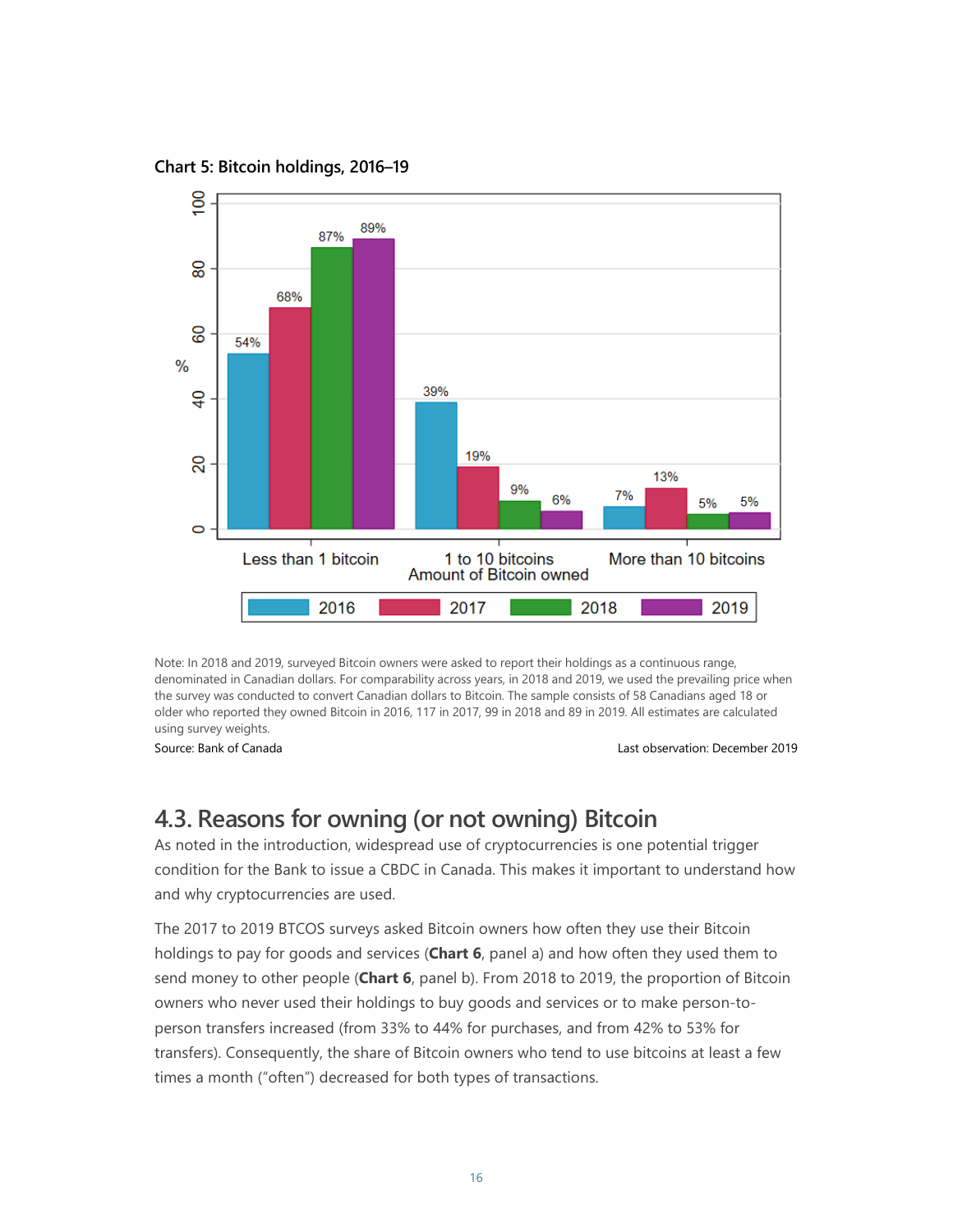**Chart 5: Bitcoin holdings, 2016–19**

| Amount of Bitcoin owned | 2016 | 2017 | 2018 | 2019 |
|---|---|---|---|---|
| Less than 1 bitcoin | 54% | 68% | 87% | 89% |
| 1 to 10 bitcoins | 39% | 19% | 9% | 6% |
| More than 10 bitcoins | 7% | 13% | 5% | 5% |

Note: In 2018 and 2019, surveyed Bitcoin owners were asked to report their holdings as a continuous range, denominated in Canadian dollars. For comparability across years, in 2018 and 2019, we used the prevailing price when the survey was conducted to convert Canadian dollars to Bitcoin. The sample consists of 58 Canadians aged 18 or older who reported they owned Bitcoin in 2016, 117 in 2017, 99 in 2018 and 89 in 2019. All estimates are calculated using survey weights.

Source: Bank of Canada

Last observation: December 2019

## 4.3. Reasons for owning (or not owning) Bitcoin

As noted in the introduction, widespread use of cryptocurrencies is one potential trigger condition for the Bank to issue a CBDC in Canada. This makes it important to understand how and why cryptocurrencies are used.

The 2017 to 2019 BTCOS surveys asked Bitcoin owners how often they use their Bitcoin holdings to pay for goods and services (**Chart 6**, panel a) and how often they used them to send money to other people (**Chart 6**, panel b). From 2018 to 2019, the proportion of Bitcoin owners who never used their holdings to buy goods and services or to make person-to-person transfers increased (from 33% to 44% for purchases, and from 42% to 53% for transfers). Consequently, the share of Bitcoin owners who tend to use bitcoins at least a few times a month ("often") decreased for both types of transactions.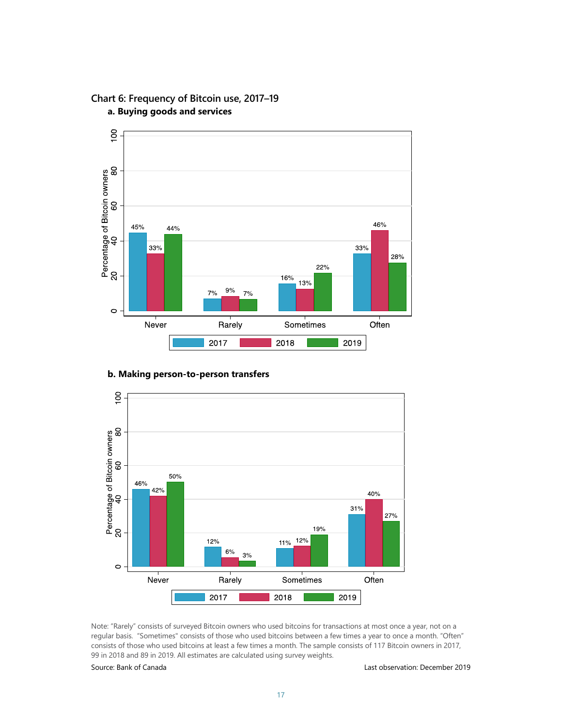## Chart 6: Frequency of Bitcoin use, 2017–19

### a. Buying goods and services

| | 2017 | 2018 | 2019 |
|---|---|---|---|
| Never | 45% | 33% | 44% |
| Rarely | 7% | 9% | 7% |
| Sometimes | 16% | 13% | 22% |
| Often | 33% | 46% | 28% |

### b. Making person-to-person transfers

| | 2017 | 2018 | 2019 |
|---|---|---|---|
| Never | 46% | 42% | 50% |
| Rarely | 12% | 6% | 3% |
| Sometimes | 11% | 12% | 19% |
| Often | 31% | 40% | 27% |

Note: "Rarely" consists of surveyed Bitcoin owners who used bitcoins for transactions at most once a year, not on a regular basis. "Sometimes" consists of those who used bitcoins between a few times a year to once a month. "Often" consists of those who used bitcoins at least a few times a month. The sample consists of 117 Bitcoin owners in 2017, 99 in 2018 and 89 in 2019. All estimates are calculated using survey weights.

Source: Bank of Canada

Last observation: December 2019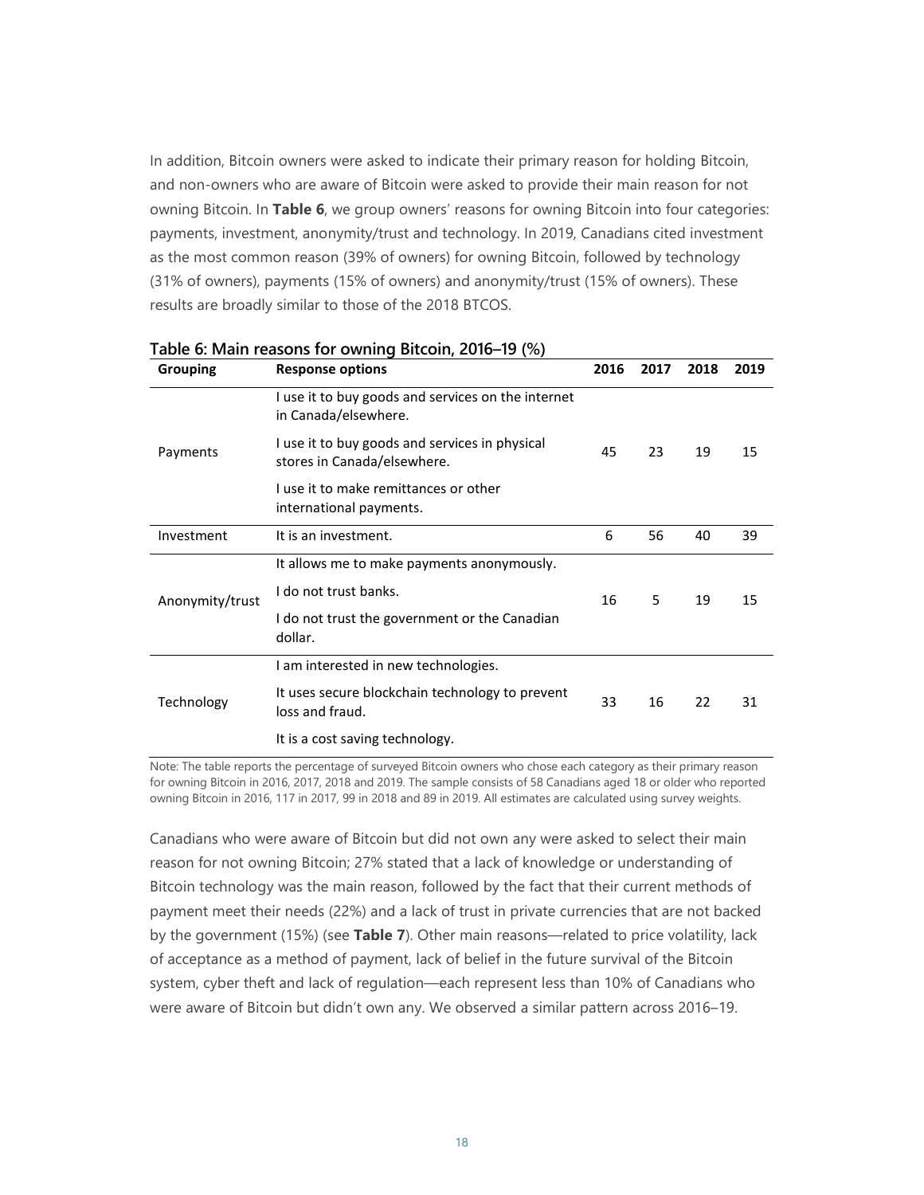In addition, Bitcoin owners were asked to indicate their primary reason for holding Bitcoin, and non-owners who are aware of Bitcoin were asked to provide their main reason for not owning Bitcoin. In **Table 6**, we group owners' reasons for owning Bitcoin into four categories: payments, investment, anonymity/trust and technology. In 2019, Canadians cited investment as the most common reason (39% of owners) for owning Bitcoin, followed by technology (31% of owners), payments (15% of owners) and anonymity/trust (15% of owners). These results are broadly similar to those of the 2018 BTCOS.

**Table 6: Main reasons for owning Bitcoin, 2016–19 (%)**

| Grouping | Response options | 2016 | 2017 | 2018 | 2019 |
|---|---|---|---|---|---|
| Payments | I use it to buy goods and services on the internet in Canada/elsewhere.<br>I use it to buy goods and services in physical stores in Canada/elsewhere.<br>I use it to make remittances or other international payments. | 45 | 23 | 19 | 15 |
| Investment | It is an investment. | 6 | 56 | 40 | 39 |
| Anonymity/trust | It allows me to make payments anonymously.<br>I do not trust banks.<br>I do not trust the government or the Canadian dollar. | 16 | 5 | 19 | 15 |
| Technology | I am interested in new technologies.<br>It uses secure blockchain technology to prevent loss and fraud.<br>It is a cost saving technology. | 33 | 16 | 22 | 31 |

Note: The table reports the percentage of surveyed Bitcoin owners who chose each category as their primary reason for owning Bitcoin in 2016, 2017, 2018 and 2019. The sample consists of 58 Canadians aged 18 or older who reported owning Bitcoin in 2016, 117 in 2017, 99 in 2018 and 89 in 2019. All estimates are calculated using survey weights.

Canadians who were aware of Bitcoin but did not own any were asked to select their main reason for not owning Bitcoin; 27% stated that a lack of knowledge or understanding of Bitcoin technology was the main reason, followed by the fact that their current methods of payment meet their needs (22%) and a lack of trust in private currencies that are not backed by the government (15%) (see **Table 7**). Other main reasons—related to price volatility, lack of acceptance as a method of payment, lack of belief in the future survival of the Bitcoin system, cyber theft and lack of regulation—each represent less than 10% of Canadians who were aware of Bitcoin but didn't own any. We observed a similar pattern across 2016–19.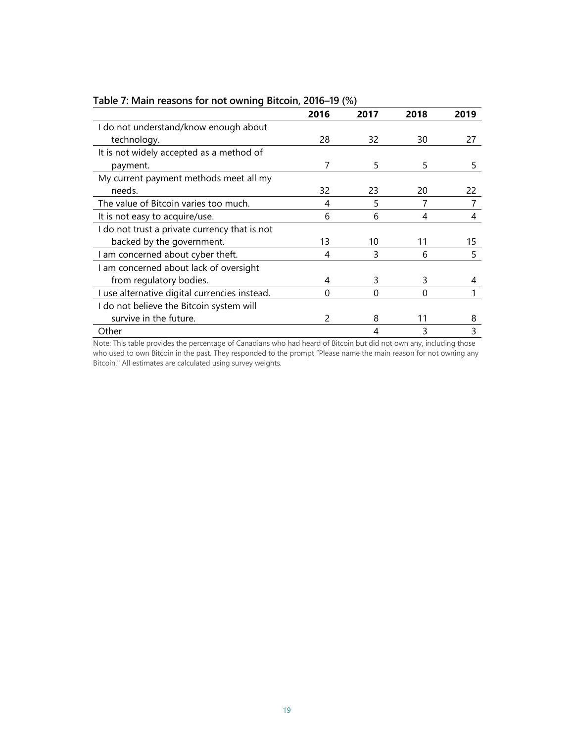**Table 7: Main reasons for not owning Bitcoin, 2016–19 (%)**

| | 2016 | 2017 | 2018 | 2019 |
|---|---|---|---|---|
| I do not understand/know enough about technology. | 28 | 32 | 30 | 27 |
| It is not widely accepted as a method of payment. | 7 | 5 | 5 | 5 |
| My current payment methods meet all my needs. | 32 | 23 | 20 | 22 |
| The value of Bitcoin varies too much. | 4 | 5 | 7 | 7 |
| It is not easy to acquire/use. | 6 | 6 | 4 | 4 |
| I do not trust a private currency that is not backed by the government. | 13 | 10 | 11 | 15 |
| I am concerned about cyber theft. | 4 | 3 | 6 | 5 |
| I am concerned about lack of oversight from regulatory bodies. | 4 | 3 | 3 | 4 |
| I use alternative digital currencies instead. | 0 | 0 | 0 | 1 |
| I do not believe the Bitcoin system will survive in the future. | 2 | 8 | 11 | 8 |
| Other | | 4 | 3 | 3 |

Note: This table provides the percentage of Canadians who had heard of Bitcoin but did not own any, including those who used to own Bitcoin in the past. They responded to the prompt "Please name the main reason for not owning any Bitcoin." All estimates are calculated using survey weights.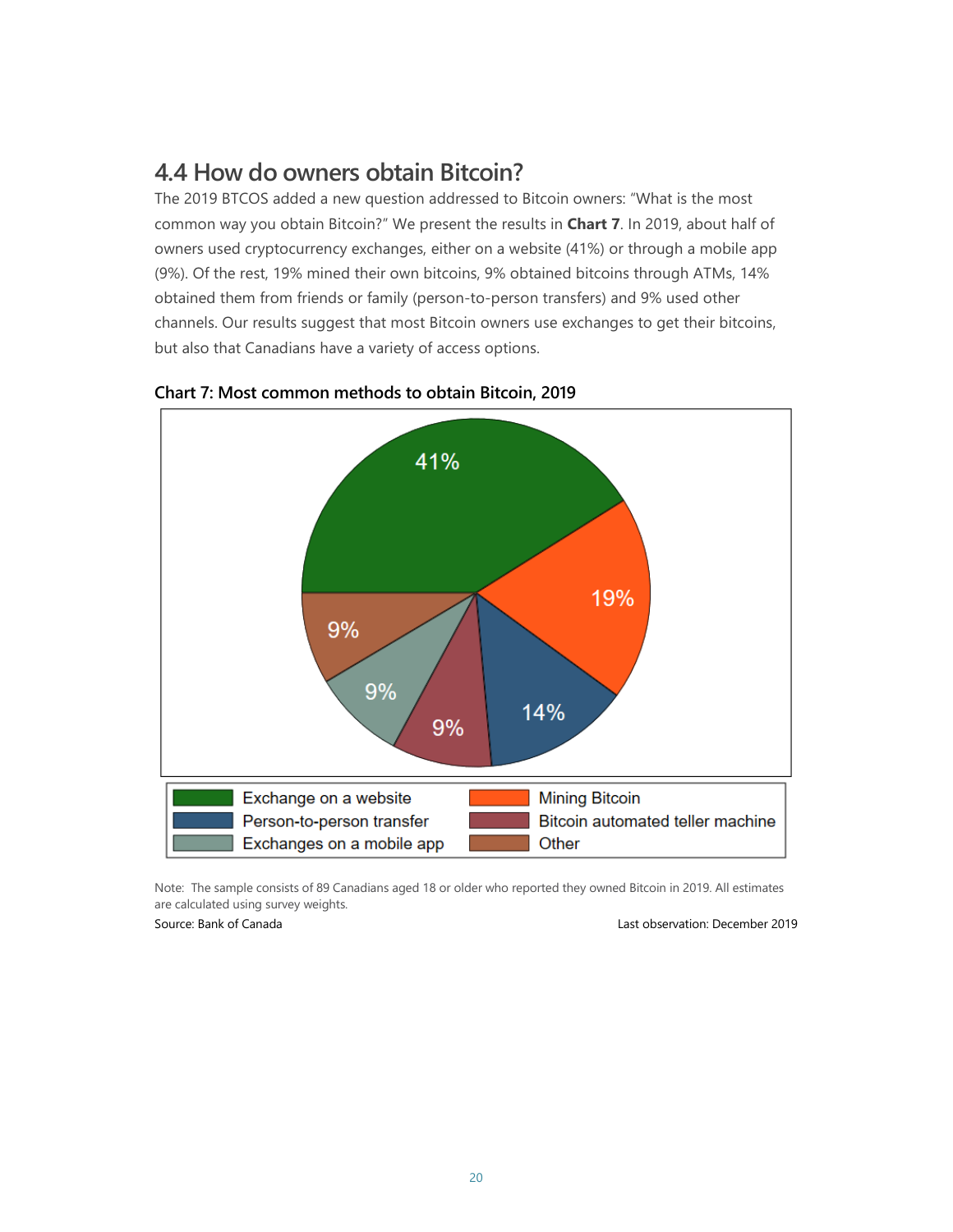## 4.4 How do owners obtain Bitcoin?

The 2019 BTCOS added a new question addressed to Bitcoin owners: "What is the most common way you obtain Bitcoin?" We present the results in **Chart 7**. In 2019, about half of owners used cryptocurrency exchanges, either on a website (41%) or through a mobile app (9%). Of the rest, 19% mined their own bitcoins, 9% obtained bitcoins through ATMs, 14% obtained them from friends or family (person-to-person transfers) and 9% used other channels. Our results suggest that most Bitcoin owners use exchanges to get their bitcoins, but also that Canadians have a variety of access options.

**Chart 7: Most common methods to obtain Bitcoin, 2019**

| Method | Share |
| --- | --- |
| Exchange on a website | 41% |
| Mining Bitcoin | 19% |
| Person-to-person transfer | 14% |
| Bitcoin automated teller machine | 9% |
| Exchanges on a mobile app | 9% |
| Other | 9% |

Note: The sample consists of 89 Canadians aged 18 or older who reported they owned Bitcoin in 2019. All estimates are calculated using survey weights.

Source: Bank of Canada

Last observation: December 2019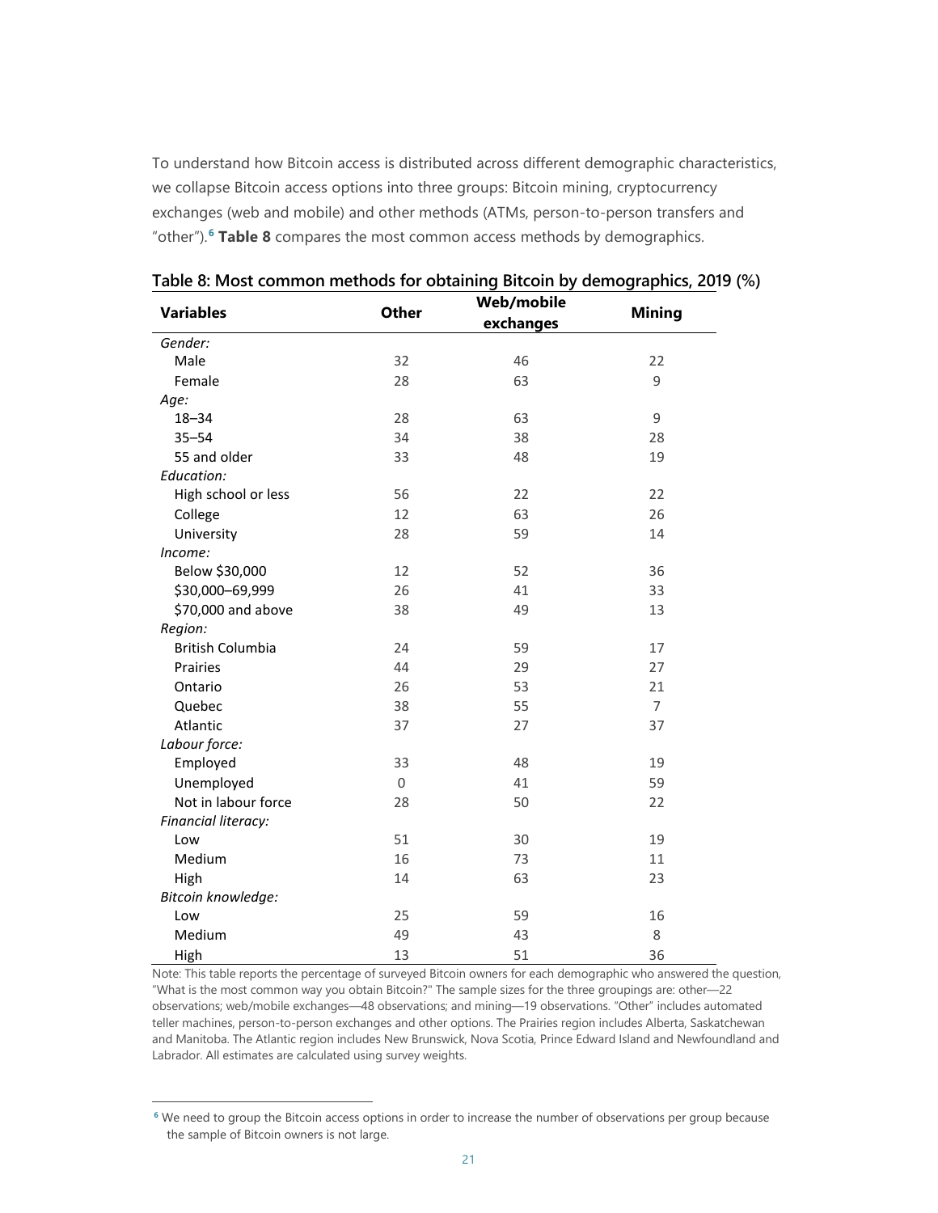To understand how Bitcoin access is distributed across different demographic characteristics, we collapse Bitcoin access options into three groups: Bitcoin mining, cryptocurrency exchanges (web and mobile) and other methods (ATMs, person-to-person transfers and "other").[6] **Table 8** compares the most common access methods by demographics.

**Table 8: Most common methods for obtaining Bitcoin by demographics, 2019 (%)**

| Variables | Other | Web/mobile exchanges | Mining |
|---|---|---|---|
| *Gender:* | | | |
| Male | 32 | 46 | 22 |
| Female | 28 | 63 | 9 |
| *Age:* | | | |
| 18–34 | 28 | 63 | 9 |
| 35–54 | 34 | 38 | 28 |
| 55 and older | 33 | 48 | 19 |
| *Education:* | | | |
| High school or less | 56 | 22 | 22 |
| College | 12 | 63 | 26 |
| University | 28 | 59 | 14 |
| *Income:* | | | |
| Below $30,000 | 12 | 52 | 36 |
| $30,000–69,999 | 26 | 41 | 33 |
| $70,000 and above | 38 | 49 | 13 |
| *Region:* | | | |
| British Columbia | 24 | 59 | 17 |
| Prairies | 44 | 29 | 27 |
| Ontario | 26 | 53 | 21 |
| Quebec | 38 | 55 | 7 |
| Atlantic | 37 | 27 | 37 |
| *Labour force:* | | | |
| Employed | 33 | 48 | 19 |
| Unemployed | 0 | 41 | 59 |
| Not in labour force | 28 | 50 | 22 |
| *Financial literacy:* | | | |
| Low | 51 | 30 | 19 |
| Medium | 16 | 73 | 11 |
| High | 14 | 63 | 23 |
| *Bitcoin knowledge:* | | | |
| Low | 25 | 59 | 16 |
| Medium | 49 | 43 | 8 |
| High | 13 | 51 | 36 |

Note: This table reports the percentage of surveyed Bitcoin owners for each demographic who answered the question, "What is the most common way you obtain Bitcoin?" The sample sizes for the three groupings are: other—22 observations; web/mobile exchanges—48 observations; and mining—19 observations. "Other" includes automated teller machines, person-to-person exchanges and other options. The Prairies region includes Alberta, Saskatchewan and Manitoba. The Atlantic region includes New Brunswick, Nova Scotia, Prince Edward Island and Newfoundland and Labrador. All estimates are calculated using survey weights.

[6] We need to group the Bitcoin access options in order to increase the number of observations per group because the sample of Bitcoin owners is not large.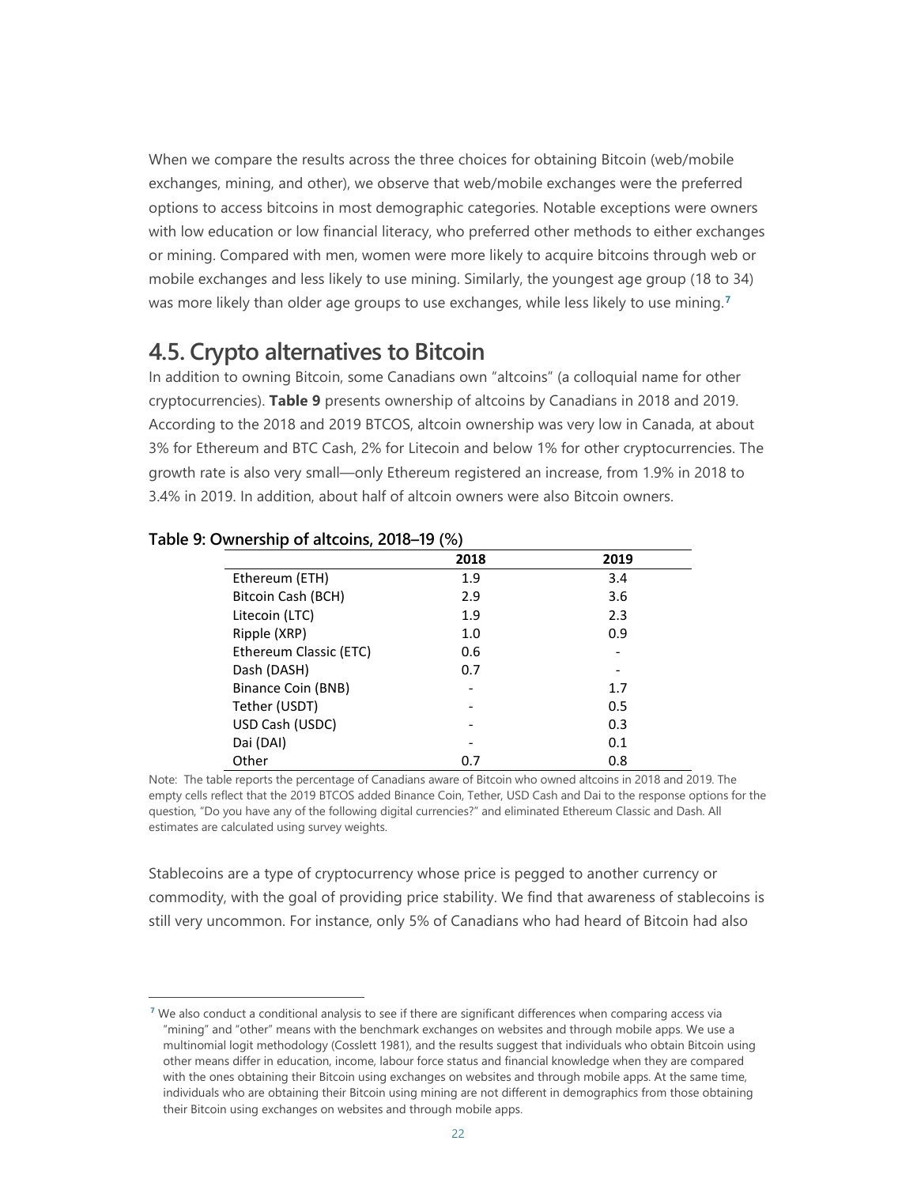When we compare the results across the three choices for obtaining Bitcoin (web/mobile exchanges, mining, and other), we observe that web/mobile exchanges were the preferred options to access bitcoins in most demographic categories. Notable exceptions were owners with low education or low financial literacy, who preferred other methods to either exchanges or mining. Compared with men, women were more likely to acquire bitcoins through web or mobile exchanges and less likely to use mining. Similarly, the youngest age group (18 to 34) was more likely than older age groups to use exchanges, while less likely to use mining.[7]

## 4.5. Crypto alternatives to Bitcoin

In addition to owning Bitcoin, some Canadians own "altcoins" (a colloquial name for other cryptocurrencies). **Table 9** presents ownership of altcoins by Canadians in 2018 and 2019. According to the 2018 and 2019 BTCOS, altcoin ownership was very low in Canada, at about 3% for Ethereum and BTC Cash, 2% for Litecoin and below 1% for other cryptocurrencies. The growth rate is also very small—only Ethereum registered an increase, from 1.9% in 2018 to 3.4% in 2019. In addition, about half of altcoin owners were also Bitcoin owners.

**Table 9: Ownership of altcoins, 2018–19 (%)**

| | 2018 | 2019 |
|---|---|---|
| Ethereum (ETH) | 1.9 | 3.4 |
| Bitcoin Cash (BCH) | 2.9 | 3.6 |
| Litecoin (LTC) | 1.9 | 2.3 |
| Ripple (XRP) | 1.0 | 0.9 |
| Ethereum Classic (ETC) | 0.6 | - |
| Dash (DASH) | 0.7 | - |
| Binance Coin (BNB) | - | 1.7 |
| Tether (USDT) | - | 0.5 |
| USD Cash (USDC) | - | 0.3 |
| Dai (DAI) | - | 0.1 |
| Other | 0.7 | 0.8 |

Note: The table reports the percentage of Canadians aware of Bitcoin who owned altcoins in 2018 and 2019. The empty cells reflect that the 2019 BTCOS added Binance Coin, Tether, USD Cash and Dai to the response options for the question, "Do you have any of the following digital currencies?" and eliminated Ethereum Classic and Dash. All estimates are calculated using survey weights.

Stablecoins are a type of cryptocurrency whose price is pegged to another currency or commodity, with the goal of providing price stability. We find that awareness of stablecoins is still very uncommon. For instance, only 5% of Canadians who had heard of Bitcoin had also

[7] We also conduct a conditional analysis to see if there are significant differences when comparing access via "mining" and "other" means with the benchmark exchanges on websites and through mobile apps. We use a multinomial logit methodology (Cosslett 1981), and the results suggest that individuals who obtain Bitcoin using other means differ in education, income, labour force status and financial knowledge when they are compared with the ones obtaining their Bitcoin using exchanges on websites and through mobile apps. At the same time, individuals who are obtaining their Bitcoin using mining are not different in demographics from those obtaining their Bitcoin using exchanges on websites and through mobile apps.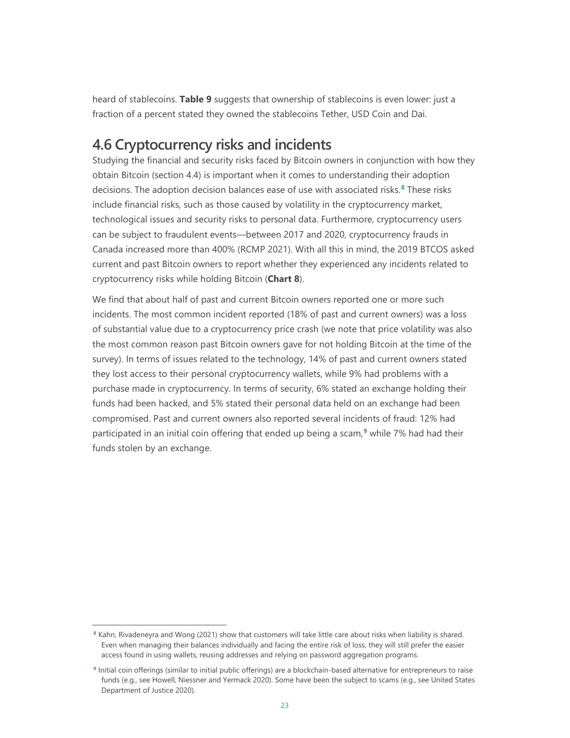heard of stablecoins. **Table 9** suggests that ownership of stablecoins is even lower: just a fraction of a percent stated they owned the stablecoins Tether, USD Coin and Dai.

## 4.6 Cryptocurrency risks and incidents

Studying the financial and security risks faced by Bitcoin owners in conjunction with how they obtain Bitcoin (section 4.4) is important when it comes to understanding their adoption decisions. The adoption decision balances ease of use with associated risks.[8] These risks include financial risks, such as those caused by volatility in the cryptocurrency market, technological issues and security risks to personal data. Furthermore, cryptocurrency users can be subject to fraudulent events—between 2017 and 2020, cryptocurrency frauds in Canada increased more than 400% (RCMP 2021). With all this in mind, the 2019 BTCOS asked current and past Bitcoin owners to report whether they experienced any incidents related to cryptocurrency risks while holding Bitcoin (**Chart 8**).

We find that about half of past and current Bitcoin owners reported one or more such incidents. The most common incident reported (18% of past and current owners) was a loss of substantial value due to a cryptocurrency price crash (we note that price volatility was also the most common reason past Bitcoin owners gave for not holding Bitcoin at the time of the survey). In terms of issues related to the technology, 14% of past and current owners stated they lost access to their personal cryptocurrency wallets, while 9% had problems with a purchase made in cryptocurrency. In terms of security, 6% stated an exchange holding their funds had been hacked, and 5% stated their personal data held on an exchange had been compromised. Past and current owners also reported several incidents of fraud: 12% had participated in an initial coin offering that ended up being a scam,[9] while 7% had had their funds stolen by an exchange.

---

[8] Kahn, Rivadeneyra and Wong (2021) show that customers will take little care about risks when liability is shared. Even when managing their balances individually and facing the entire risk of loss, they will still prefer the easier access found in using wallets, reusing addresses and relying on password aggregation programs.

[9] Initial coin offerings (similar to initial public offerings) are a blockchain-based alternative for entrepreneurs to raise funds (e.g., see Howell, Niessner and Yermack 2020). Some have been the subject to scams (e.g., see United States Department of Justice 2020).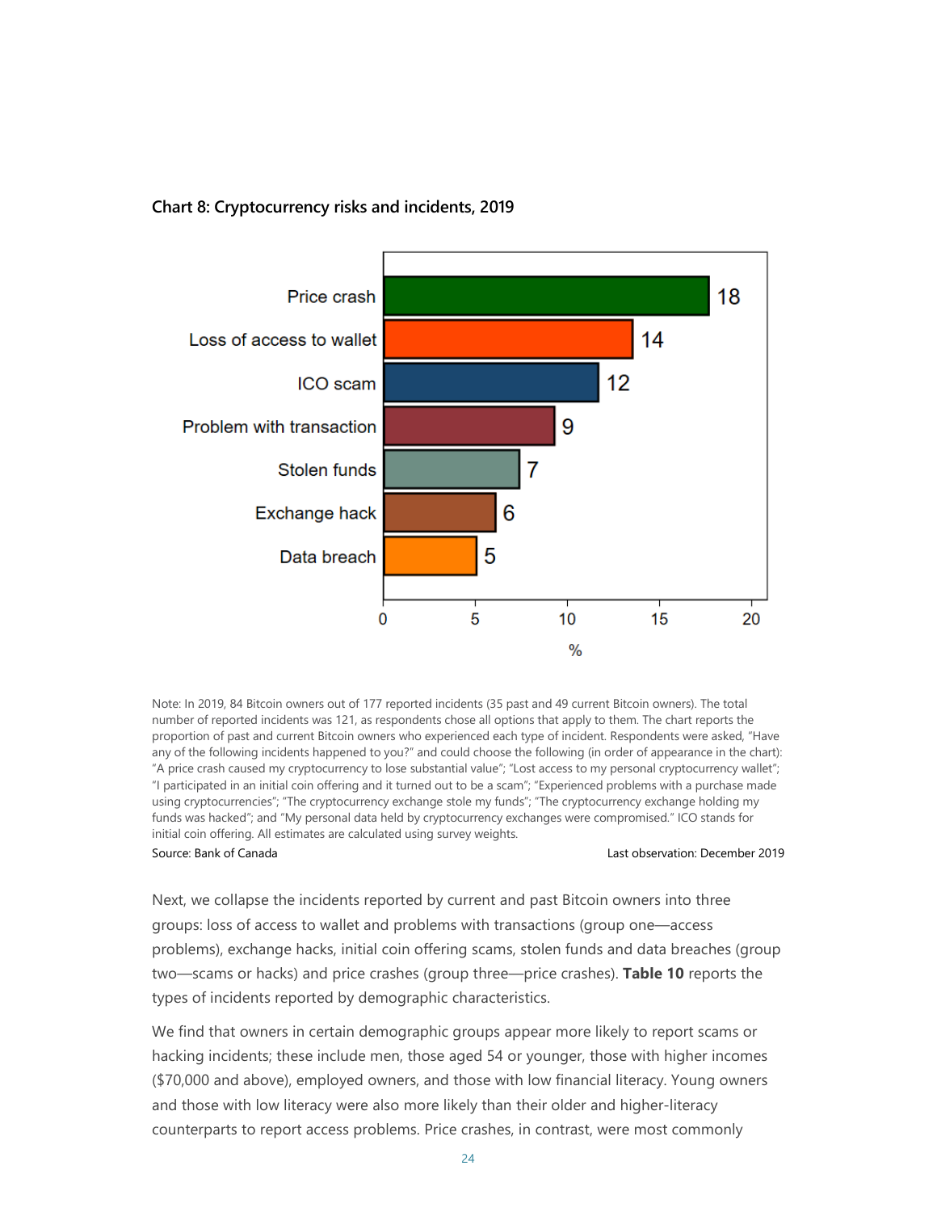**Chart 8: Cryptocurrency risks and incidents, 2019**

| Incident | % |
|---|---|
| Price crash | 18 |
| Loss of access to wallet | 14 |
| ICO scam | 12 |
| Problem with transaction | 9 |
| Stolen funds | 7 |
| Exchange hack | 6 |
| Data breach | 5 |

Note: In 2019, 84 Bitcoin owners out of 177 reported incidents (35 past and 49 current Bitcoin owners). The total number of reported incidents was 121, as respondents chose all options that apply to them. The chart reports the proportion of past and current Bitcoin owners who experienced each type of incident. Respondents were asked, "Have any of the following incidents happened to you?" and could choose the following (in order of appearance in the chart): "A price crash caused my cryptocurrency to lose substantial value"; "Lost access to my personal cryptocurrency wallet"; "I participated in an initial coin offering and it turned out to be a scam"; "Experienced problems with a purchase made using cryptocurrencies"; "The cryptocurrency exchange stole my funds"; "The cryptocurrency exchange holding my funds was hacked"; and "My personal data held by cryptocurrency exchanges were compromised." ICO stands for initial coin offering. All estimates are calculated using survey weights.

Source: Bank of Canada — Last observation: December 2019

Next, we collapse the incidents reported by current and past Bitcoin owners into three groups: loss of access to wallet and problems with transactions (group one—access problems), exchange hacks, initial coin offering scams, stolen funds and data breaches (group two—scams or hacks) and price crashes (group three—price crashes). **Table 10** reports the types of incidents reported by demographic characteristics.

We find that owners in certain demographic groups appear more likely to report scams or hacking incidents; these include men, those aged 54 or younger, those with higher incomes ($70,000 and above), employed owners, and those with low financial literacy. Young owners and those with low literacy were also more likely than their older and higher-literacy counterparts to report access problems. Price crashes, in contrast, were most commonly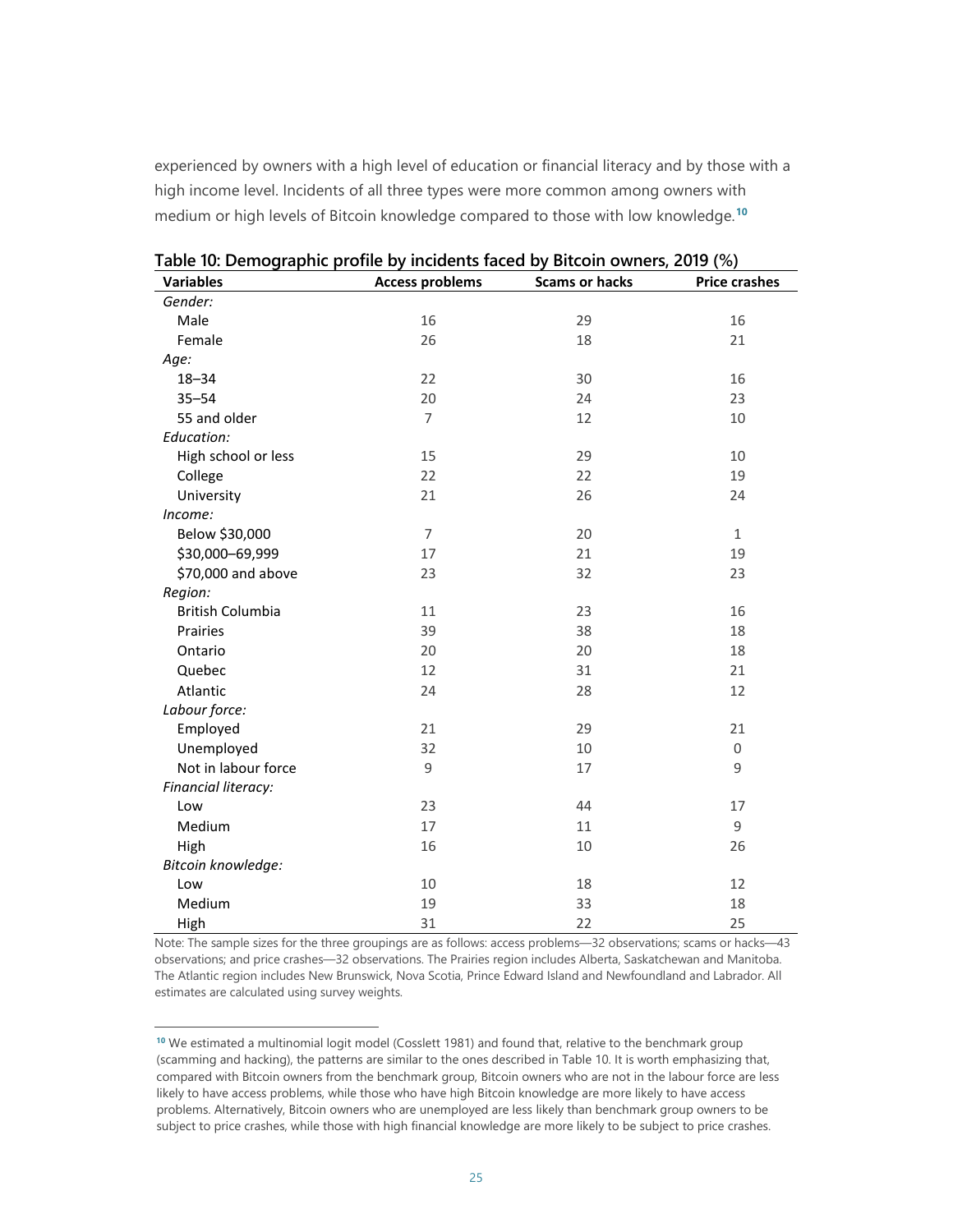experienced by owners with a high level of education or financial literacy and by those with a high income level. Incidents of all three types were more common among owners with medium or high levels of Bitcoin knowledge compared to those with low knowledge.[10]

**Table 10: Demographic profile by incidents faced by Bitcoin owners, 2019 (%)**

| Variables | Access problems | Scams or hacks | Price crashes |
|---|---|---|---|
| *Gender:* | | | |
| Male | 16 | 29 | 16 |
| Female | 26 | 18 | 21 |
| *Age:* | | | |
| 18–34 | 22 | 30 | 16 |
| 35–54 | 20 | 24 | 23 |
| 55 and older | 7 | 12 | 10 |
| *Education:* | | | |
| High school or less | 15 | 29 | 10 |
| College | 22 | 22 | 19 |
| University | 21 | 26 | 24 |
| *Income:* | | | |
| Below $30,000 | 7 | 20 | 1 |
| $30,000–69,999 | 17 | 21 | 19 |
| $70,000 and above | 23 | 32 | 23 |
| *Region:* | | | |
| British Columbia | 11 | 23 | 16 |
| Prairies | 39 | 38 | 18 |
| Ontario | 20 | 20 | 18 |
| Quebec | 12 | 31 | 21 |
| Atlantic | 24 | 28 | 12 |
| *Labour force:* | | | |
| Employed | 21 | 29 | 21 |
| Unemployed | 32 | 10 | 0 |
| Not in labour force | 9 | 17 | 9 |
| *Financial literacy:* | | | |
| Low | 23 | 44 | 17 |
| Medium | 17 | 11 | 9 |
| High | 16 | 10 | 26 |
| *Bitcoin knowledge:* | | | |
| Low | 10 | 18 | 12 |
| Medium | 19 | 33 | 18 |
| High | 31 | 22 | 25 |

Note: The sample sizes for the three groupings are as follows: access problems—32 observations; scams or hacks—43 observations; and price crashes—32 observations. The Prairies region includes Alberta, Saskatchewan and Manitoba. The Atlantic region includes New Brunswick, Nova Scotia, Prince Edward Island and Newfoundland and Labrador. All estimates are calculated using survey weights.

[10] We estimated a multinomial logit model (Cosslett 1981) and found that, relative to the benchmark group (scamming and hacking), the patterns are similar to the ones described in Table 10. It is worth emphasizing that, compared with Bitcoin owners from the benchmark group, Bitcoin owners who are not in the labour force are less likely to have access problems, while those who have high Bitcoin knowledge are more likely to have access problems. Alternatively, Bitcoin owners who are unemployed are less likely than benchmark group owners to be subject to price crashes, while those with high financial knowledge are more likely to be subject to price crashes.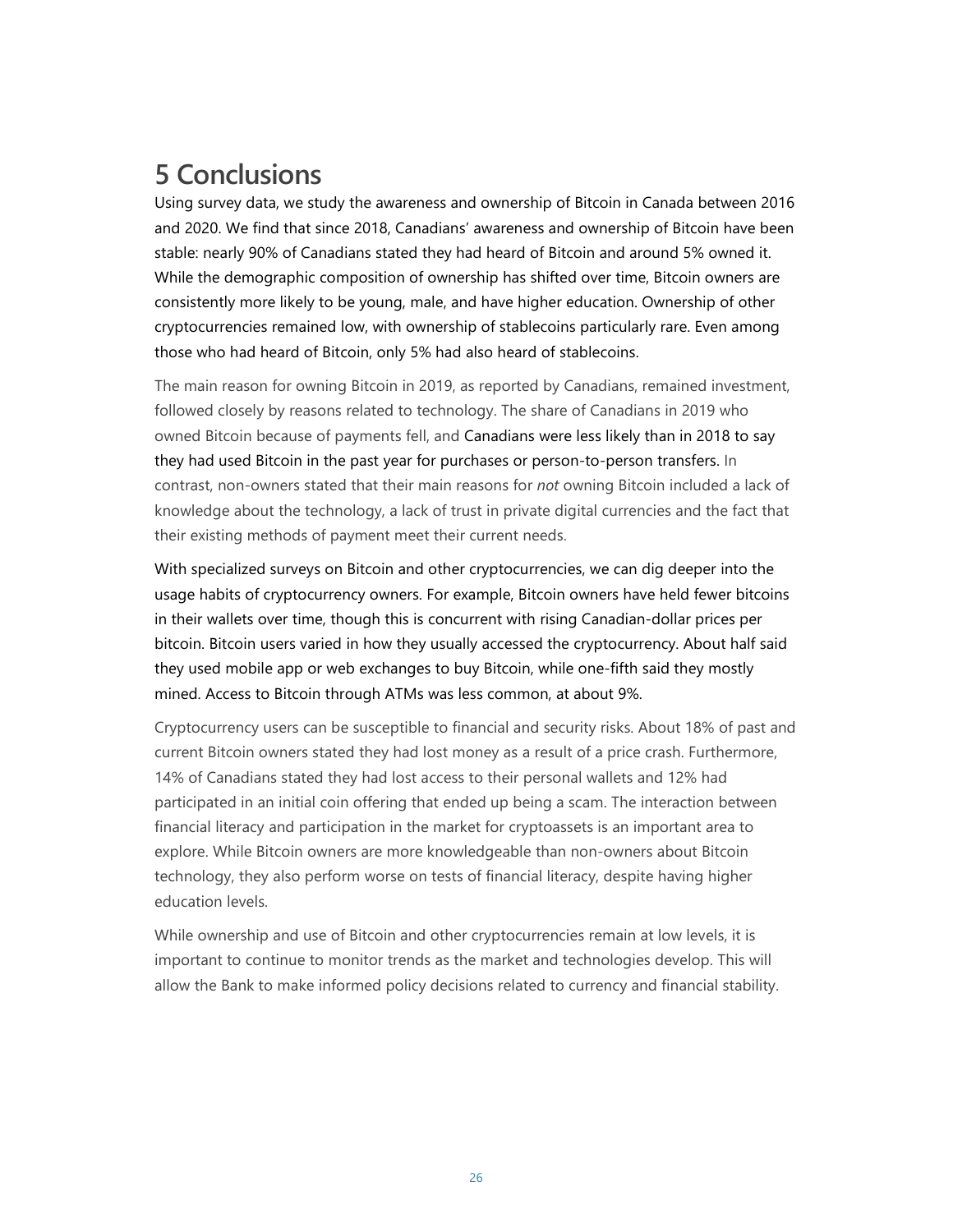# 5 Conclusions

Using survey data, we study the awareness and ownership of Bitcoin in Canada between 2016 and 2020. We find that since 2018, Canadians' awareness and ownership of Bitcoin have been stable: nearly 90% of Canadians stated they had heard of Bitcoin and around 5% owned it. While the demographic composition of ownership has shifted over time, Bitcoin owners are consistently more likely to be young, male, and have higher education. Ownership of other cryptocurrencies remained low, with ownership of stablecoins particularly rare. Even among those who had heard of Bitcoin, only 5% had also heard of stablecoins.

The main reason for owning Bitcoin in 2019, as reported by Canadians, remained investment, followed closely by reasons related to technology. The share of Canadians in 2019 who owned Bitcoin because of payments fell, and Canadians were less likely than in 2018 to say they had used Bitcoin in the past year for purchases or person-to-person transfers. In contrast, non-owners stated that their main reasons for *not* owning Bitcoin included a lack of knowledge about the technology, a lack of trust in private digital currencies and the fact that their existing methods of payment meet their current needs.

With specialized surveys on Bitcoin and other cryptocurrencies, we can dig deeper into the usage habits of cryptocurrency owners. For example, Bitcoin owners have held fewer bitcoins in their wallets over time, though this is concurrent with rising Canadian-dollar prices per bitcoin. Bitcoin users varied in how they usually accessed the cryptocurrency. About half said they used mobile app or web exchanges to buy Bitcoin, while one-fifth said they mostly mined. Access to Bitcoin through ATMs was less common, at about 9%.

Cryptocurrency users can be susceptible to financial and security risks. About 18% of past and current Bitcoin owners stated they had lost money as a result of a price crash. Furthermore, 14% of Canadians stated they had lost access to their personal wallets and 12% had participated in an initial coin offering that ended up being a scam. The interaction between financial literacy and participation in the market for cryptoassets is an important area to explore. While Bitcoin owners are more knowledgeable than non-owners about Bitcoin technology, they also perform worse on tests of financial literacy, despite having higher education levels.

While ownership and use of Bitcoin and other cryptocurrencies remain at low levels, it is important to continue to monitor trends as the market and technologies develop. This will allow the Bank to make informed policy decisions related to currency and financial stability.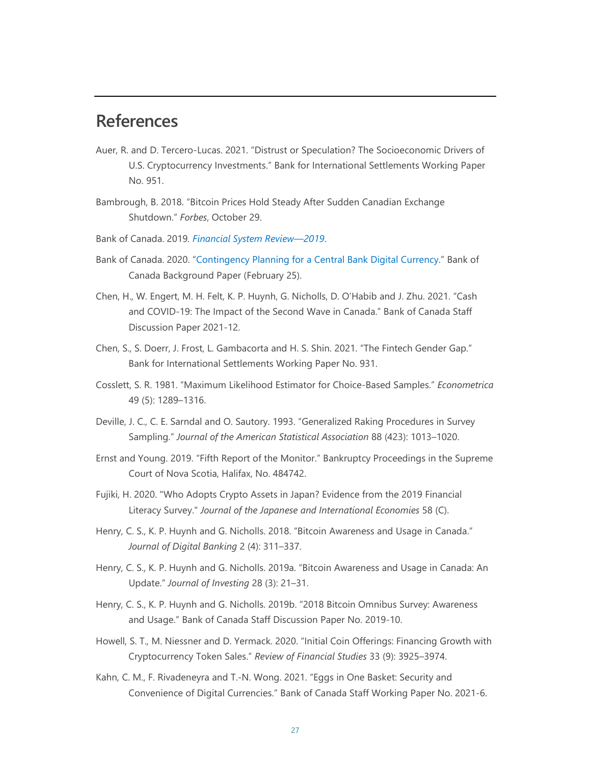## References

Auer, R. and D. Tercero-Lucas. 2021. "Distrust or Speculation? The Socioeconomic Drivers of U.S. Cryptocurrency Investments." Bank for International Settlements Working Paper No. 951.

Bambrough, B. 2018. "Bitcoin Prices Hold Steady After Sudden Canadian Exchange Shutdown." *Forbes*, October 29.

Bank of Canada. 2019. *Financial System Review—2019*.

Bank of Canada. 2020. "Contingency Planning for a Central Bank Digital Currency." Bank of Canada Background Paper (February 25).

Chen, H., W. Engert, M. H. Felt, K. P. Huynh, G. Nicholls, D. O'Habib and J. Zhu. 2021. "Cash and COVID-19: The Impact of the Second Wave in Canada." Bank of Canada Staff Discussion Paper 2021-12.

Chen, S., S. Doerr, J. Frost, L. Gambacorta and H. S. Shin. 2021. "The Fintech Gender Gap." Bank for International Settlements Working Paper No. 931.

Cosslett, S. R. 1981. "Maximum Likelihood Estimator for Choice-Based Samples." *Econometrica* 49 (5): 1289–1316.

Deville, J. C., C. E. Sarndal and O. Sautory. 1993. "Generalized Raking Procedures in Survey Sampling." *Journal of the American Statistical Association* 88 (423): 1013–1020.

Ernst and Young. 2019. "Fifth Report of the Monitor." Bankruptcy Proceedings in the Supreme Court of Nova Scotia, Halifax, No. 484742.

Fujiki, H. 2020. "Who Adopts Crypto Assets in Japan? Evidence from the 2019 Financial Literacy Survey." *Journal of the Japanese and International Economies* 58 (C).

Henry, C. S., K. P. Huynh and G. Nicholls. 2018. "Bitcoin Awareness and Usage in Canada." *Journal of Digital Banking* 2 (4): 311–337.

Henry, C. S., K. P. Huynh and G. Nicholls. 2019a. "Bitcoin Awareness and Usage in Canada: An Update." *Journal of Investing* 28 (3): 21–31.

Henry, C. S., K. P. Huynh and G. Nicholls. 2019b. "2018 Bitcoin Omnibus Survey: Awareness and Usage." Bank of Canada Staff Discussion Paper No. 2019-10.

Howell, S. T., M. Niessner and D. Yermack. 2020. "Initial Coin Offerings: Financing Growth with Cryptocurrency Token Sales." *Review of Financial Studies* 33 (9): 3925–3974.

Kahn, C. M., F. Rivadeneyra and T.-N. Wong. 2021. "Eggs in One Basket: Security and Convenience of Digital Currencies." Bank of Canada Staff Working Paper No. 2021-6.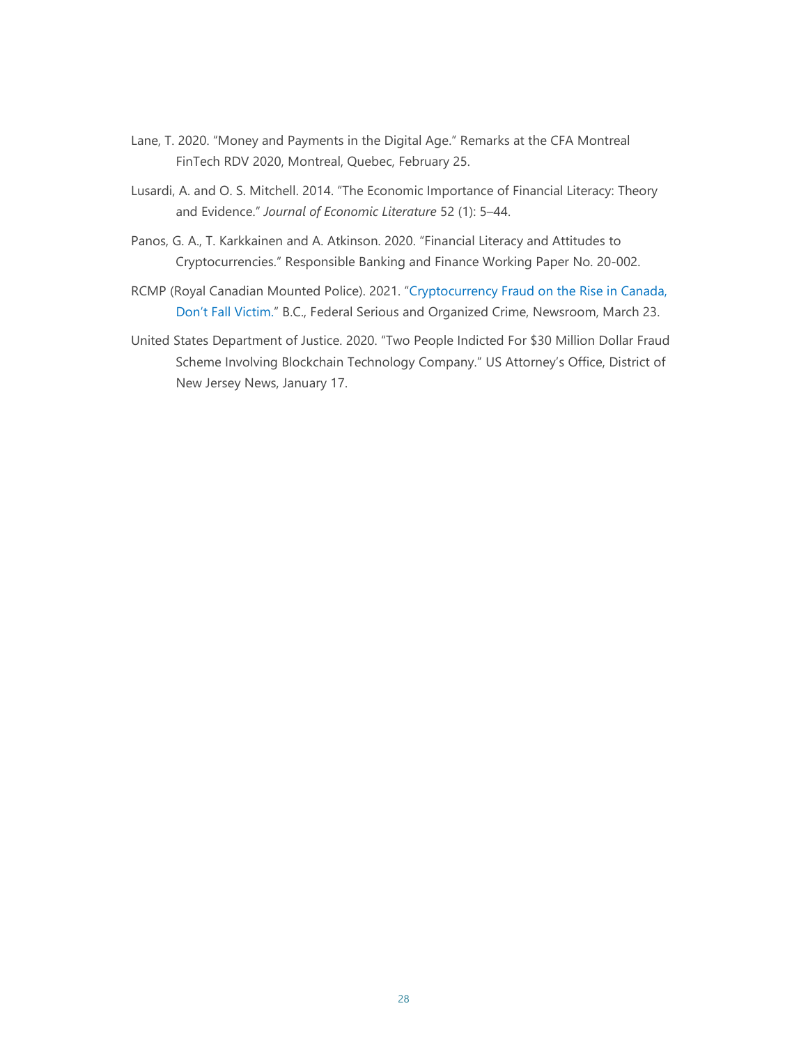Lane, T. 2020. "Money and Payments in the Digital Age." Remarks at the CFA Montreal FinTech RDV 2020, Montreal, Quebec, February 25.

Lusardi, A. and O. S. Mitchell. 2014. "The Economic Importance of Financial Literacy: Theory and Evidence." *Journal of Economic Literature* 52 (1): 5–44.

Panos, G. A., T. Karkkainen and A. Atkinson. 2020. "Financial Literacy and Attitudes to Cryptocurrencies." Responsible Banking and Finance Working Paper No. 20-002.

RCMP (Royal Canadian Mounted Police). 2021. "Cryptocurrency Fraud on the Rise in Canada, Don't Fall Victim." B.C., Federal Serious and Organized Crime, Newsroom, March 23.

United States Department of Justice. 2020. "Two People Indicted For $30 Million Dollar Fraud Scheme Involving Blockchain Technology Company." US Attorney's Office, District of New Jersey News, January 17.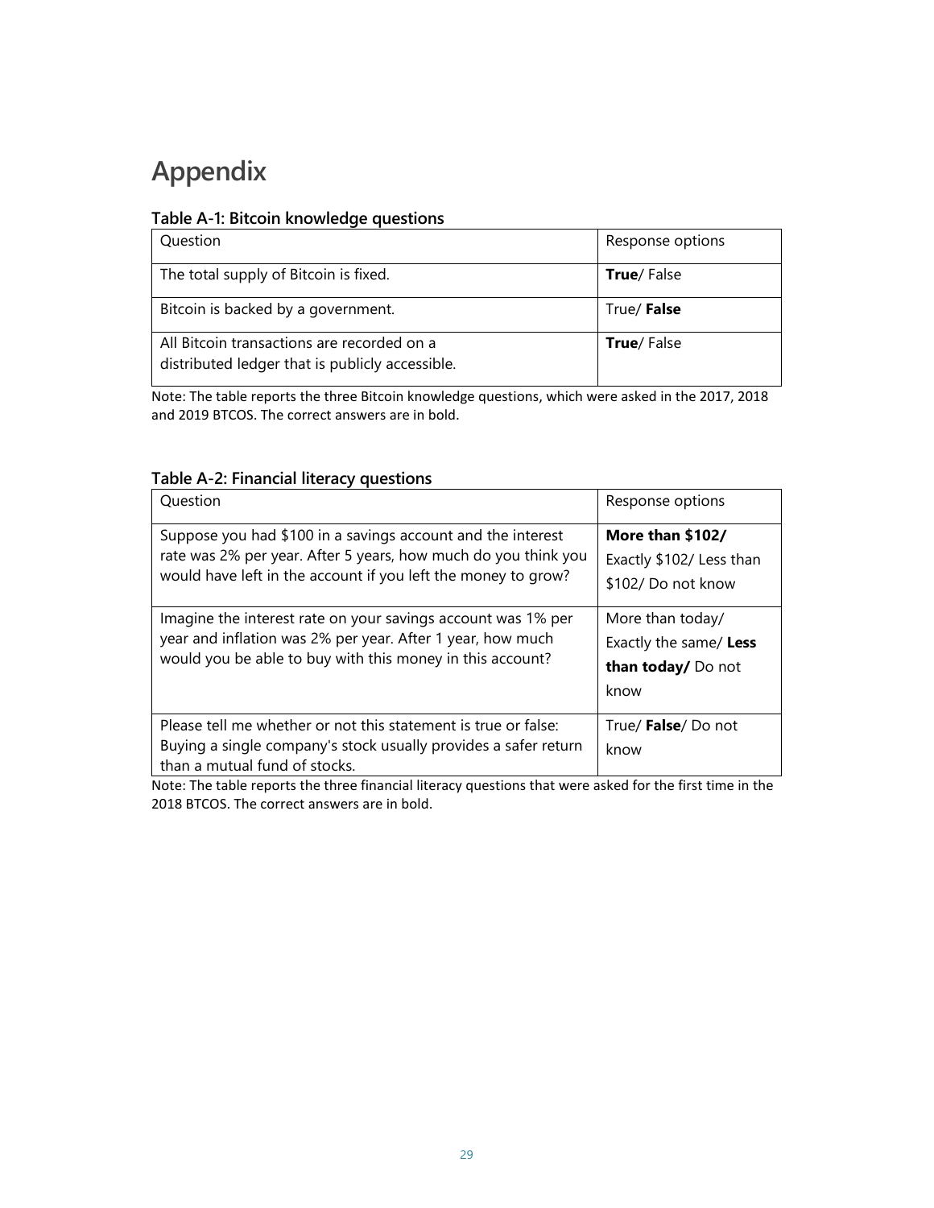# Appendix

**Table A-1: Bitcoin knowledge questions**

| Question | Response options |
|---|---|
| The total supply of Bitcoin is fixed. | **True**/ False |
| Bitcoin is backed by a government. | True/ **False** |
| All Bitcoin transactions are recorded on a distributed ledger that is publicly accessible. | **True**/ False |

Note: The table reports the three Bitcoin knowledge questions, which were asked in the 2017, 2018 and 2019 BTCOS. The correct answers are in bold.

**Table A-2: Financial literacy questions**

| Question | Response options |
|---|---|
| Suppose you had $100 in a savings account and the interest rate was 2% per year. After 5 years, how much do you think you would have left in the account if you left the money to grow? | **More than $102/** Exactly $102/ Less than $102/ Do not know |
| Imagine the interest rate on your savings account was 1% per year and inflation was 2% per year. After 1 year, how much would you be able to buy with this money in this account? | More than today/ Exactly the same/ **Less than today/** Do not know |
| Please tell me whether or not this statement is true or false: Buying a single company's stock usually provides a safer return than a mutual fund of stocks. | True/ **False**/ Do not know |

Note: The table reports the three financial literacy questions that were asked for the first time in the 2018 BTCOS. The correct answers are in bold.